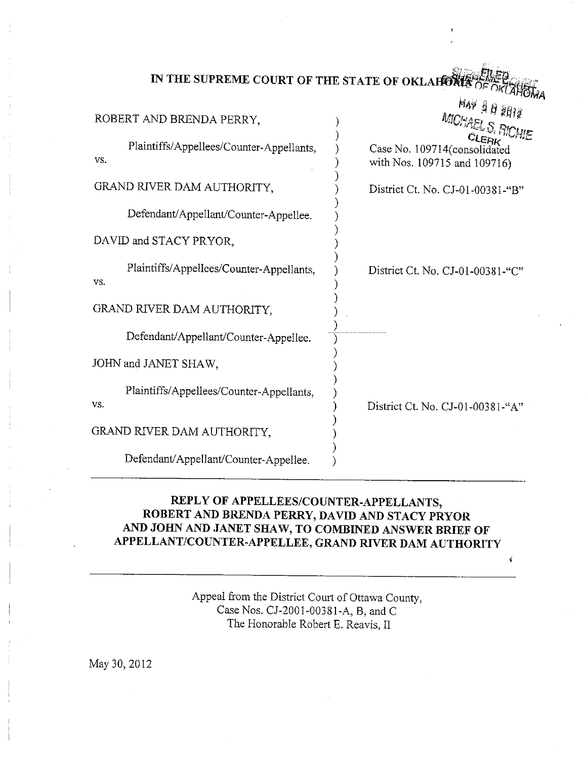# IN THE SUPREME COURT OF THE STATE OF OKLAHOMA

FILED
SUPREME COURT
STATE OF OKLAHOMA
MAY 30 2012
MICHAEL S. RICHIE
CLERK

ROBERT AND BRENDA PERRY,

Plaintiffs/Appellees/Counter-Appellants,

vs.

GRAND RIVER DAM AUTHORITY,

Defendant/Appellant/Counter-Appellee.

Case No. 109714(consolidated with Nos. 109715 and 109716)

District Ct. No. CJ-01-00381-"B"

DAVID and STACY PRYOR,

Plaintiffs/Appellees/Counter-Appellants,

vs.

GRAND RIVER DAM AUTHORITY,

Defendant/Appellant/Counter-Appellee.

District Ct. No. CJ-01-00381-"C"

JOHN and JANET SHAW,

Plaintiffs/Appellees/Counter-Appellants,

vs.

GRAND RIVER DAM AUTHORITY,

Defendant/Appellant/Counter-Appellee.

District Ct. No. CJ-01-00381-"A"

---

## REPLY OF APPELLEES/COUNTER-APPELLANTS, ROBERT AND BRENDA PERRY, DAVID AND STACY PRYOR AND JOHN AND JANET SHAW, TO COMBINED ANSWER BRIEF OF APPELLANT/COUNTER-APPELLEE, GRAND RIVER DAM AUTHORITY

---

Appeal from the District Court of Ottawa County,
Case Nos. CJ-2001-00381-A, B, and C
The Honorable Robert E. Reavis, II

May 30, 2012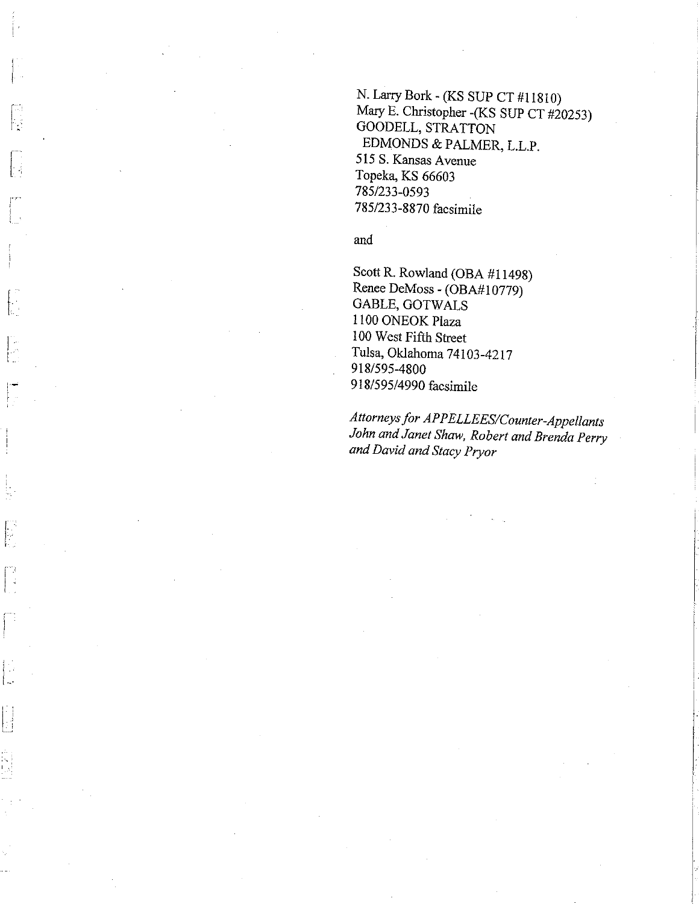N. Larry Bork - (KS SUP CT #11810)
Mary E. Christopher -(KS SUP CT #20253)
GOODELL, STRATTON
EDMONDS & PALMER, L.L.P.
515 S. Kansas Avenue
Topeka, KS 66603
785/233-0593
785/233-8870 facsimile

and

Scott R. Rowland (OBA #11498)
Renee DeMoss - (OBA#10779)
GABLE, GOTWALS
1100 ONEOK Plaza
100 West Fifth Street
Tulsa, Oklahoma 74103-4217
918/595-4800
918/595/4990 facsimile

*Attorneys for APPELLEES/Counter-Appellants John and Janet Shaw, Robert and Brenda Perry and David and Stacy Pryor*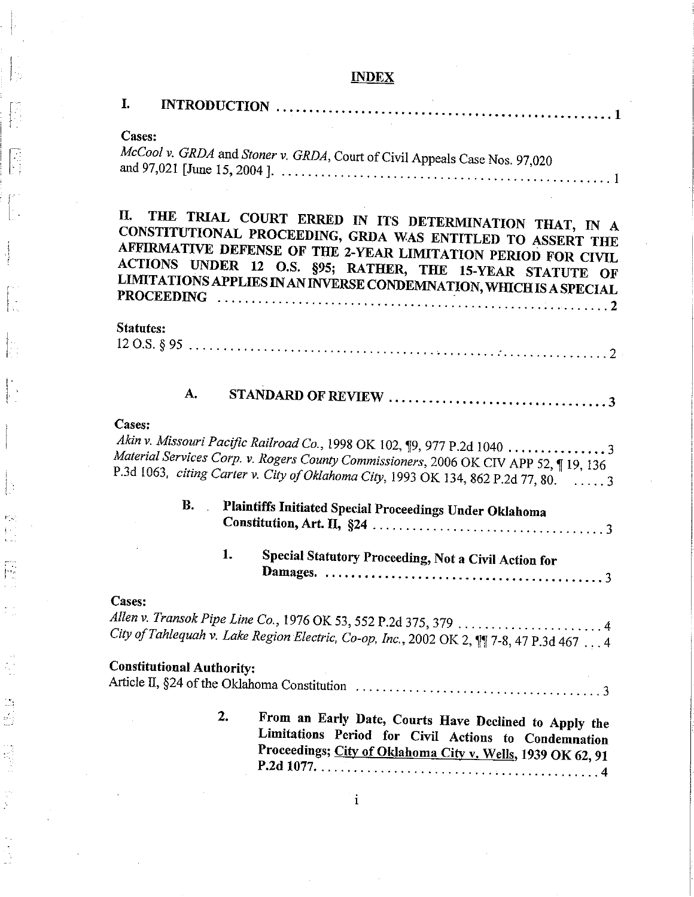## INDEX

**I. INTRODUCTION** .................................................... 1

**Cases:**

*McCool v. GRDA* and *Stoner v. GRDA*, Court of Civil Appeals Case Nos. 97,020 and 97,021 [June 15, 2004 ]. .................................................... 1

**II. THE TRIAL COURT ERRED IN ITS DETERMINATION THAT, IN A CONSTITUTIONAL PROCEEDING, GRDA WAS ENTITLED TO ASSERT THE AFFIRMATIVE DEFENSE OF THE 2-YEAR LIMITATION PERIOD FOR CIVIL ACTIONS UNDER 12 O.S. §95; RATHER, THE 15-YEAR STATUTE OF LIMITATIONS APPLIES IN AN INVERSE CONDEMNATION, WHICH IS A SPECIAL PROCEEDING** .................................................... 2

**Statutes:**

12 O.S. § 95 .................................................... 2

**A. STANDARD OF REVIEW** .................................................... 3

**Cases:**

*Akin v. Missouri Pacific Railroad Co.*, 1998 OK 102, ¶9, 977 P.2d 1040 ............... 3

*Material Services Corp. v. Rogers County Commissioners*, 2006 OK CIV APP 52, ¶ 19, 136 P.3d 1063, *citing Carter v. City of Oklahoma City*, 1993 OK 134, 862 P.2d 77, 80. ..... 3

**B. Plaintiffs Initiated Special Proceedings Under Oklahoma Constitution, Art. II, §24** .................................................... 3

**1. Special Statutory Proceeding, Not a Civil Action for Damages.** .................................................... 3

**Cases:**

*Allen v. Transok Pipe Line Co.*, 1976 OK 53, 552 P.2d 375, 379 ...................... 4

*City of Tahlequah v. Lake Region Electric, Co-op, Inc.*, 2002 OK 2, ¶¶ 7-8, 47 P.3d 467 ... 4

**Constitutional Authority:**

Article II, §24 of the Oklahoma Constitution .................................................... 3

**2. From an Early Date, Courts Have Declined to Apply the Limitations Period for Civil Actions to Condemnation Proceedings; City of Oklahoma City v. Wells, 1939 OK 62, 91 P.2d 1077.** .................................................... 4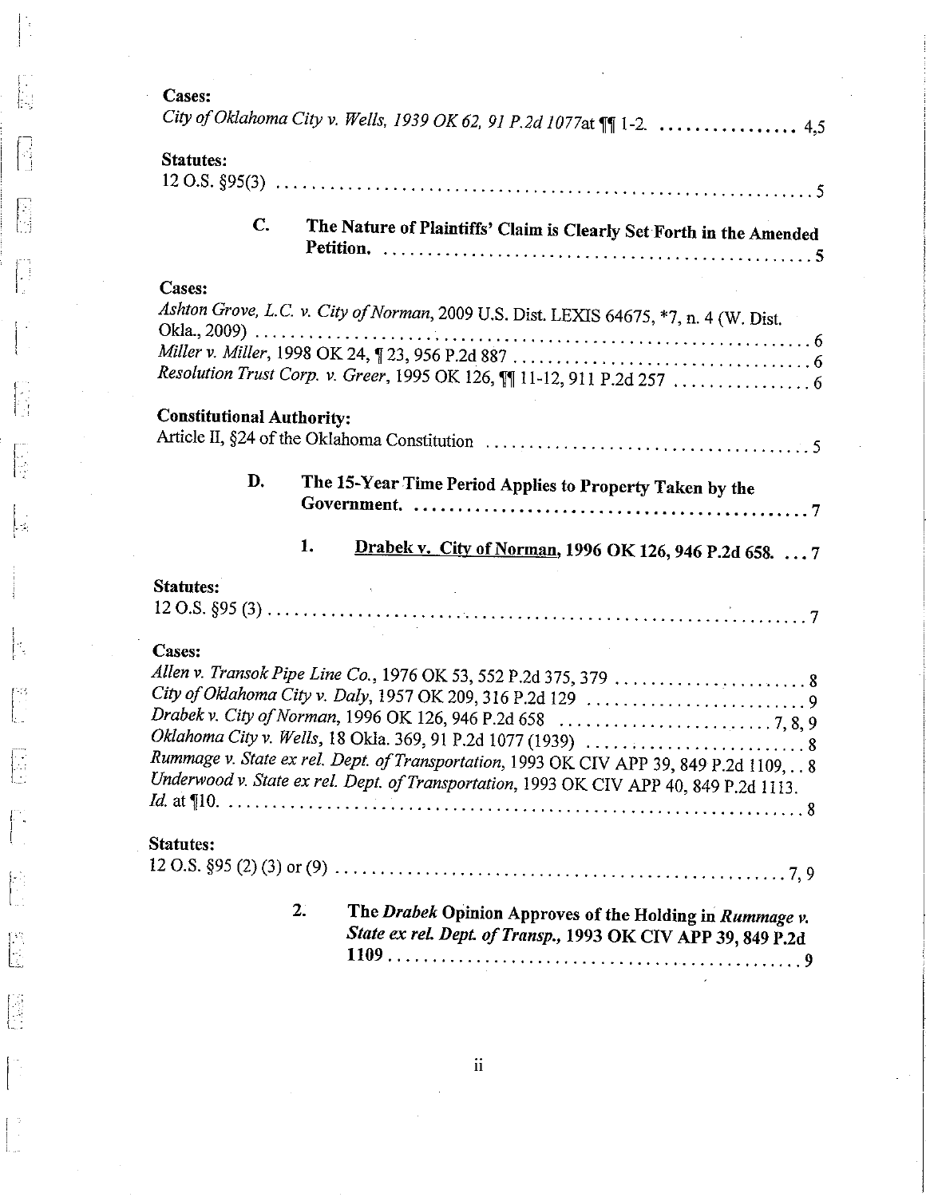**Cases:**

*City of Oklahoma City v. Wells, 1939 OK 62, 91 P.2d 1077*at ¶¶ 1-2. ................ 4,5

**Statutes:**

12 O.S. §95(3) ............................................................. 5

**C. The Nature of Plaintiffs' Claim is Clearly Set Forth in the Amended Petition.** ................................................. 5

**Cases:**

*Ashton Grove, L.C. v. City of Norman*, 2009 U.S. Dist. LEXIS 64675, *7, n. 4 (W. Dist. Okla., 2009) ............................................................. 6

*Miller v. Miller*, 1998 OK 24, ¶ 23, 956 P.2d 887 ................................. 6

*Resolution Trust Corp. v. Greer*, 1995 OK 126, ¶¶ 11-12, 911 P.2d 257 ................ 6

**Constitutional Authority:**

Article II, §24 of the Oklahoma Constitution ....................................... 5

**D. The 15-Year Time Period Applies to Property Taken by the Government.** ............................................. 7

**1. <u>Drabek v. City of Norman</u>, 1996 OK 126, 946 P.2d 658.** ... 7

**Statutes:**

12 O.S. §95 (3) ............................................................. 7

**Cases:**

*Allen v. Transok Pipe Line Co.*, 1976 OK 53, 552 P.2d 375, 379 ...................... 8

*City of Oklahoma City v. Daly*, 1957 OK 209, 316 P.2d 129 .......................... 9

*Drabek v. City of Norman*, 1996 OK 126, 946 P.2d 658 ......................... 7, 8, 9

*Oklahoma City v. Wells*, 18 Okla. 369, 91 P.2d 1077 (1939) ......................... 8

*Rummage v. State ex rel. Dept. of Transportation*, 1993 OK CIV APP 39, 849 P.2d 1109, .. 8

*Underwood v. State ex rel. Dept. of Transportation*, 1993 OK CIV APP 40, 849 P.2d 1113. *Id.* at ¶10. ............................................................. 8

**Statutes:**

12 O.S. §95 (2) (3) or (9) .................................................. 7, 9

**2. The *Drabek* Opinion Approves of the Holding in *Rummage v. State ex rel. Dept. of Transp.*, 1993 OK CIV APP 39, 849 P.2d 1109** ................................................. 9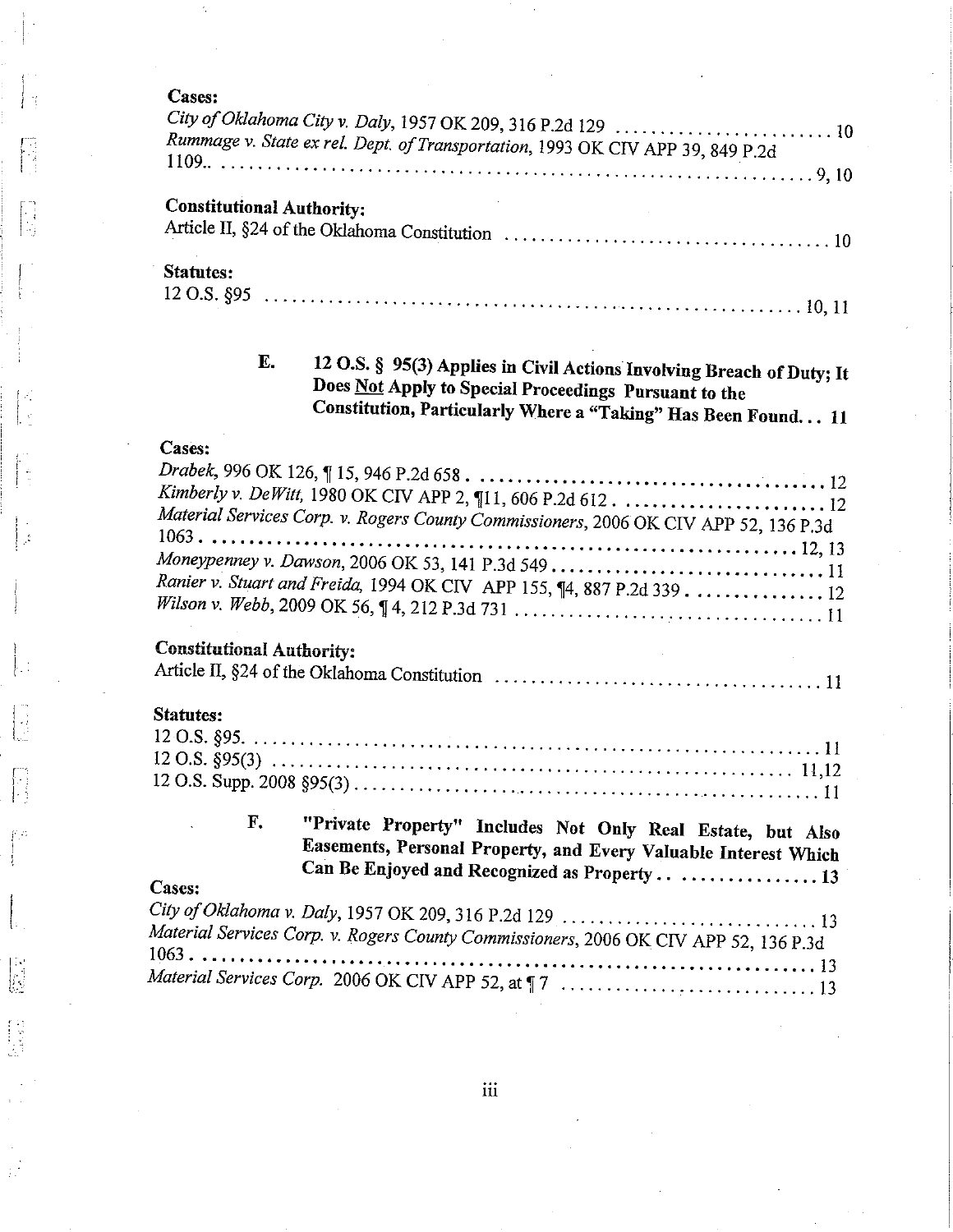**Cases:**

*City of Oklahoma City v. Daly*, 1957 OK 209, 316 P.2d 129 . . . . . . . . . . . . . . . . . . . . . . . . 10
*Rummage v. State ex rel. Dept. of Transportation*, 1993 OK CIV APP 39, 849 P.2d 1109.. . . . . . . . . . . . . . . . . . . . . . . . . . . . . . . . . . . . . . . . . . . . . . . . . . . . . . . . . . . . . . 9, 10

**Constitutional Authority:**

Article II, §24 of the Oklahoma Constitution . . . . . . . . . . . . . . . . . . . . . . . . . . . . . . . . . . . . 10

**Statutes:**

12 O.S. §95 . . . . . . . . . . . . . . . . . . . . . . . . . . . . . . . . . . . . . . . . . . . . . . . . . . . . . . . . . . . 10, 11

**E. 12 O.S. § 95(3) Applies in Civil Actions Involving Breach of Duty; It Does Not Apply to Special Proceedings Pursuant to the Constitution, Particularly Where a "Taking" Has Been Found. . . 11**

**Cases:**

*Drabek*, 996 OK 126, ¶ 15, 946 P.2d 658 . . . . . . . . . . . . . . . . . . . . . . . . . . . . . . . . . . . . . . . 12
*Kimberly v. DeWitt*, 1980 OK CIV APP 2, ¶11, 606 P.2d 612 . . . . . . . . . . . . . . . . . . . . . . . 12
*Material Services Corp. v. Rogers County Commissioners*, 2006 OK CIV APP 52, 136 P.3d 1063 . . . . . . . . . . . . . . . . . . . . . . . . . . . . . . . . . . . . . . . . . . . . . . . . . . . . . . . . . . . . . . 12, 13
*Moneypenney v. Dawson*, 2006 OK 53, 141 P.3d 549 . . . . . . . . . . . . . . . . . . . . . . . . . . . . . . 11
*Ranier v. Stuart and Freida*, 1994 OK CIV APP 155, ¶4, 887 P.2d 339 . . . . . . . . . . . . . . . 12
*Wilson v. Webb*, 2009 OK 56, ¶ 4, 212 P.3d 731 . . . . . . . . . . . . . . . . . . . . . . . . . . . . . . . . . 11

**Constitutional Authority:**

Article II, §24 of the Oklahoma Constitution . . . . . . . . . . . . . . . . . . . . . . . . . . . . . . . . . . . . 11

**Statutes:**

12 O.S. §95. . . . . . . . . . . . . . . . . . . . . . . . . . . . . . . . . . . . . . . . . . . . . . . . . . . . . . . . . . . . . 11
12 O.S. §95(3) . . . . . . . . . . . . . . . . . . . . . . . . . . . . . . . . . . . . . . . . . . . . . . . . . . . . . . . . . 11,12
12 O.S. Supp. 2008 §95(3) . . . . . . . . . . . . . . . . . . . . . . . . . . . . . . . . . . . . . . . . . . . . . . . . . . 11

**F. "Private Property" Includes Not Only Real Estate, but Also Easements, Personal Property, and Every Valuable Interest Which Can Be Enjoyed and Recognized as Property . . . . . . . . . . . . . . . . 13**

**Cases:**

*City of Oklahoma v. Daly*, 1957 OK 209, 316 P.2d 129 . . . . . . . . . . . . . . . . . . . . . . . . . . . . 13
*Material Services Corp. v. Rogers County Commissioners*, 2006 OK CIV APP 52, 136 P.3d 1063 . . . . . . . . . . . . . . . . . . . . . . . . . . . . . . . . . . . . . . . . . . . . . . . . . . . . . . . . . . . . . . . . . 13
*Material Services Corp.* 2006 OK CIV APP 52, at ¶ 7 . . . . . . . . . . . . . . . . . . . . . . . . . . . . 13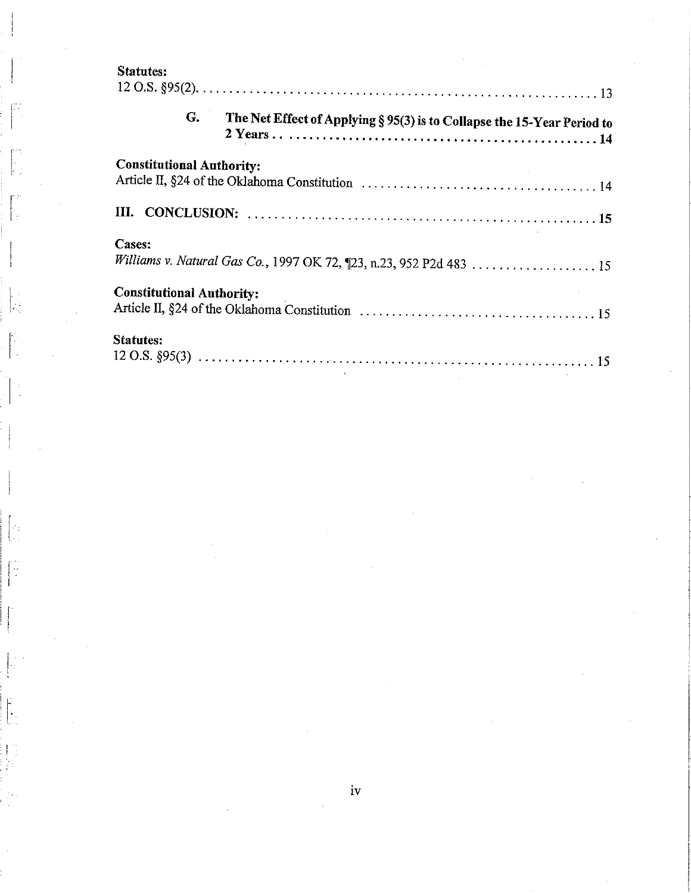**Statutes:**
12 O.S. §95(2). . . . . . . . . . . . . . . . . . . . . . . . . . . . . . . . . . . . . . . . . . . . . . . . . . . . . . . . . . . . . 13

**G. The Net Effect of Applying § 95(3) is to Collapse the 15-Year Period to 2 Years . . . . . . . . . . . . . . . . . . . . . . . . . . . . . . . . . . . . . . . . . . . . . . . 14**

**Constitutional Authority:**
Article II, §24 of the Oklahoma Constitution . . . . . . . . . . . . . . . . . . . . . . . . . . . . . . . . . . . . 14

**III. CONCLUSION: . . . . . . . . . . . . . . . . . . . . . . . . . . . . . . . . . . . . . . . . . . . . . . . . . . . . . 15**

**Cases:**
*Williams v. Natural Gas Co.*, 1997 OK 72, ¶23, n.23, 952 P2d 483 . . . . . . . . . . . . . . . . . . . 15

**Constitutional Authority:**
Article II, §24 of the Oklahoma Constitution . . . . . . . . . . . . . . . . . . . . . . . . . . . . . . . . . . . . 15

**Statutes:**
12 O.S. §95(3) . . . . . . . . . . . . . . . . . . . . . . . . . . . . . . . . . . . . . . . . . . . . . . . . . . . . . . . . . . . . 15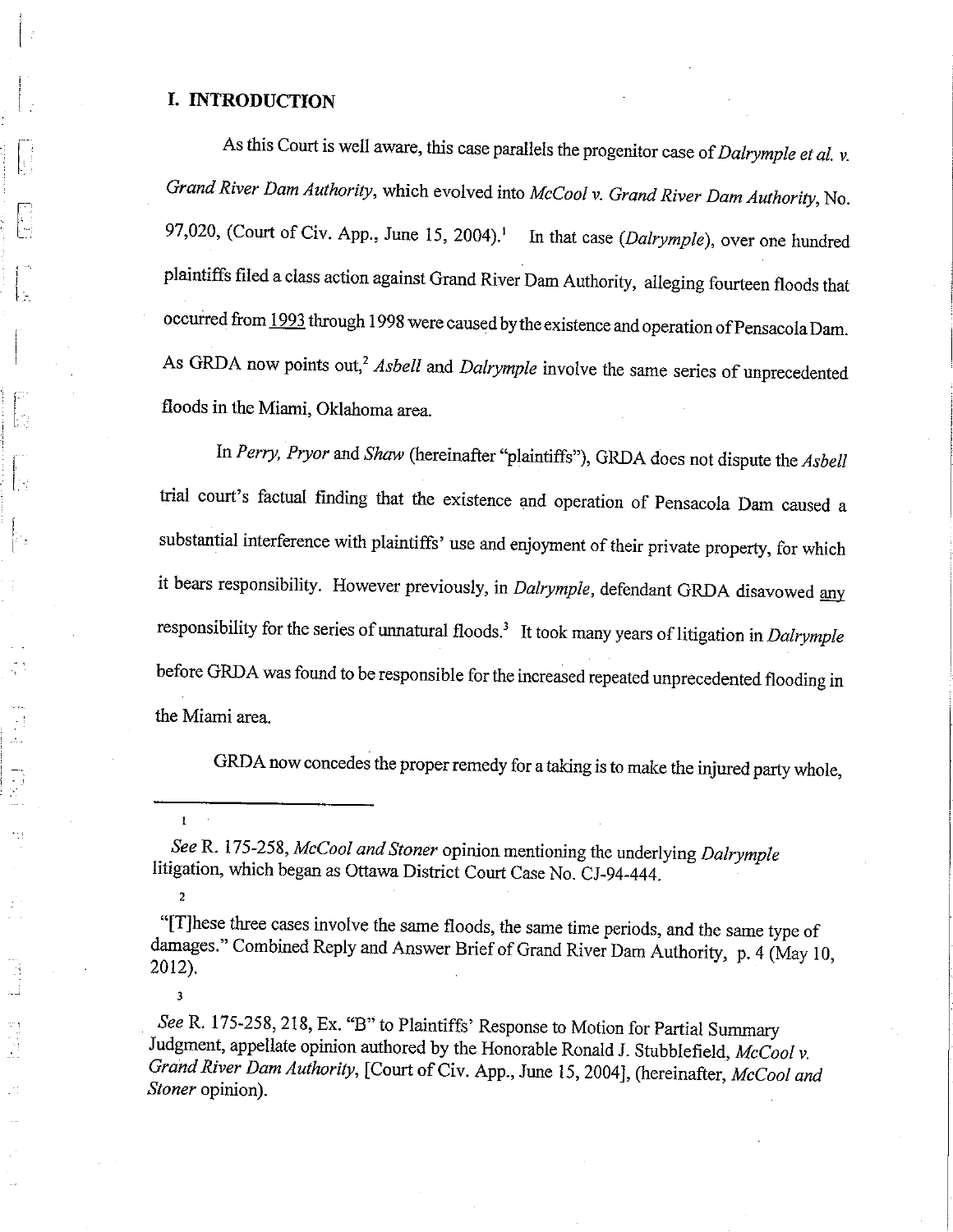## I. INTRODUCTION

As this Court is well aware, this case parallels the progenitor case of *Dalrymple et al. v. Grand River Dam Authority*, which evolved into *McCool v. Grand River Dam Authority*, No. 97,020, (Court of Civ. App., June 15, 2004).[1] In that case (*Dalrymple*), over one hundred plaintiffs filed a class action against Grand River Dam Authority, alleging fourteen floods that occurred from 1993 through 1998 were caused by the existence and operation of Pensacola Dam. As GRDA now points out,[2] *Asbell* and *Dalrymple* involve the same series of unprecedented floods in the Miami, Oklahoma area.

In *Perry, Pryor* and *Shaw* (hereinafter "plaintiffs"), GRDA does not dispute the *Asbell* trial court's factual finding that the existence and operation of Pensacola Dam caused a substantial interference with plaintiffs' use and enjoyment of their private property, for which it bears responsibility. However previously, in *Dalrymple*, defendant GRDA disavowed any responsibility for the series of unnatural floods.[3] It took many years of litigation in *Dalrymple* before GRDA was found to be responsible for the increased repeated unprecedented flooding in the Miami area.

GRDA now concedes the proper remedy for a taking is to make the injured party whole,

---

[1] *See* R. 175-258, *McCool and Stoner* opinion mentioning the underlying *Dalrymple* litigation, which began as Ottawa District Court Case No. CJ-94-444.

[2] "[T]hese three cases involve the same floods, the same time periods, and the same type of damages." Combined Reply and Answer Brief of Grand River Dam Authority, p. 4 (May 10, 2012).

[3] *See* R. 175-258, 218, Ex. "B" to Plaintiffs' Response to Motion for Partial Summary Judgment, appellate opinion authored by the Honorable Ronald J. Stubblefield, *McCool v. Grand River Dam Authority*, [Court of Civ. App., June 15, 2004], (hereinafter, *McCool and Stoner* opinion).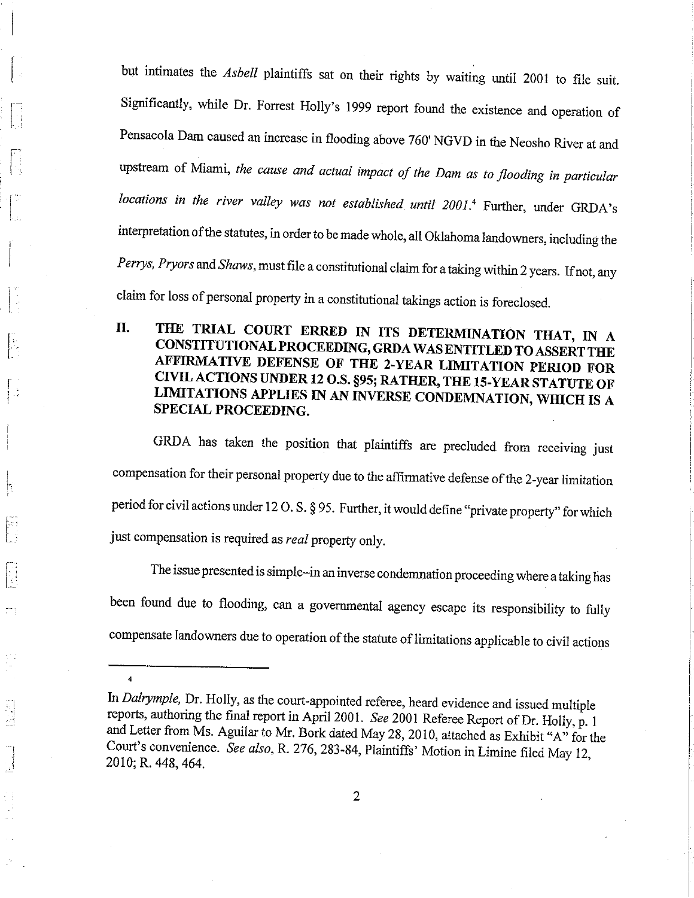but intimates the *Asbell* plaintiffs sat on their rights by waiting until 2001 to file suit. Significantly, while Dr. Forrest Holly's 1999 report found the existence and operation of Pensacola Dam caused an increase in flooding above 760' NGVD in the Neosho River at and upstream of Miami, *the cause and actual impact of the Dam as to flooding in particular locations in the river valley was not established until 2001.*[4] Further, under GRDA's interpretation of the statutes, in order to be made whole, all Oklahoma landowners, including the *Perrys, Pryors* and *Shaws*, must file a constitutional claim for a taking within 2 years. If not, any claim for loss of personal property in a constitutional takings action is foreclosed.

## II. THE TRIAL COURT ERRED IN ITS DETERMINATION THAT, IN A CONSTITUTIONAL PROCEEDING, GRDA WAS ENTITLED TO ASSERT THE AFFIRMATIVE DEFENSE OF THE 2-YEAR LIMITATION PERIOD FOR CIVIL ACTIONS UNDER 12 O.S. §95; RATHER, THE 15-YEAR STATUTE OF LIMITATIONS APPLIES IN AN INVERSE CONDEMNATION, WHICH IS A SPECIAL PROCEEDING.

GRDA has taken the position that plaintiffs are precluded from receiving just compensation for their personal property due to the affirmative defense of the 2-year limitation period for civil actions under 12 O. S. § 95. Further, it would define "private property" for which just compensation is required as *real* property only.

The issue presented is simple--in an inverse condemnation proceeding where a taking has been found due to flooding, can a governmental agency escape its responsibility to fully compensate landowners due to operation of the statute of limitations applicable to civil actions

---

[4] In *Dalrymple,* Dr. Holly, as the court-appointed referee, heard evidence and issued multiple reports, authoring the final report in April 2001. *See* 2001 Referee Report of Dr. Holly, p. 1 and Letter from Ms. Aguilar to Mr. Bork dated May 28, 2010, attached as Exhibit "A" for the Court's convenience. *See also*, R. 276, 283-84, Plaintiffs' Motion in Limine filed May 12, 2010; R. 448, 464.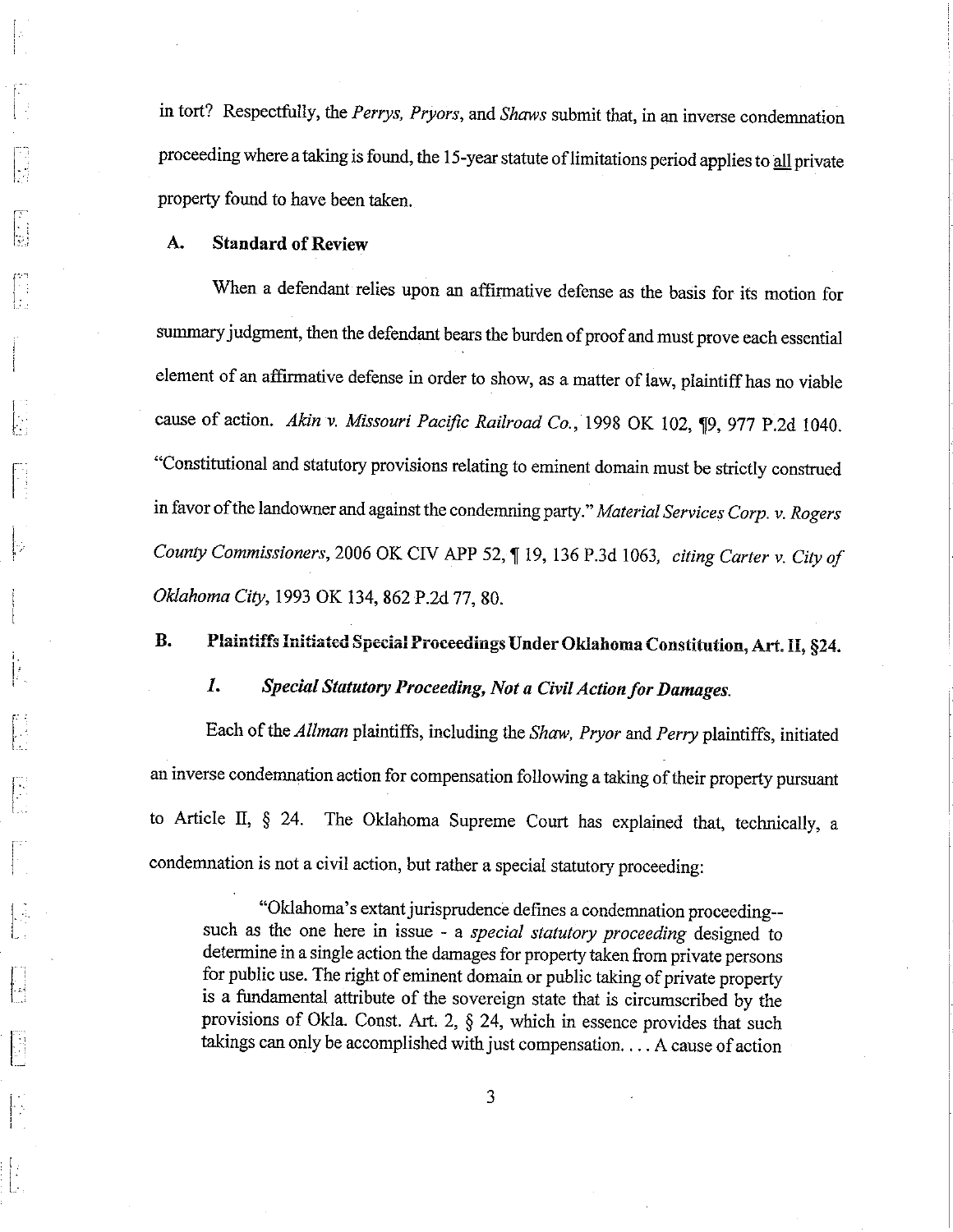in tort? Respectfully, the *Perrys, Pryors*, and *Shaws* submit that, in an inverse condemnation proceeding where a taking is found, the 15-year statute of limitations period applies to all private property found to have been taken.

### A. Standard of Review

When a defendant relies upon an affirmative defense as the basis for its motion for summary judgment, then the defendant bears the burden of proof and must prove each essential element of an affirmative defense in order to show, as a matter of law, plaintiff has no viable cause of action. *Akin v. Missouri Pacific Railroad Co.*, 1998 OK 102, ¶9, 977 P.2d 1040. "Constitutional and statutory provisions relating to eminent domain must be strictly construed in favor of the landowner and against the condemning party." *Material Services Corp. v. Rogers County Commissioners*, 2006 OK CIV APP 52, ¶ 19, 136 P.3d 1063, *citing Carter v. City of Oklahoma City*, 1993 OK 134, 862 P.2d 77, 80.

### B. Plaintiffs Initiated Special Proceedings Under Oklahoma Constitution, Art. II, §24.

#### *1. Special Statutory Proceeding, Not a Civil Action for Damages.*

Each of the *Allman* plaintiffs, including the *Shaw, Pryor* and *Perry* plaintiffs, initiated an inverse condemnation action for compensation following a taking of their property pursuant to Article II, § 24. The Oklahoma Supreme Court has explained that, technically, a condemnation is not a civil action, but rather a special statutory proceeding:

> "Oklahoma's extant jurisprudence defines a condemnation proceeding-- such as the one here in issue - a *special statutory proceeding* designed to determine in a single action the damages for property taken from private persons for public use. The right of eminent domain or public taking of private property is a fundamental attribute of the sovereign state that is circumscribed by the provisions of Okla. Const. Art. 2, § 24, which in essence provides that such takings can only be accomplished with just compensation. . . . A cause of action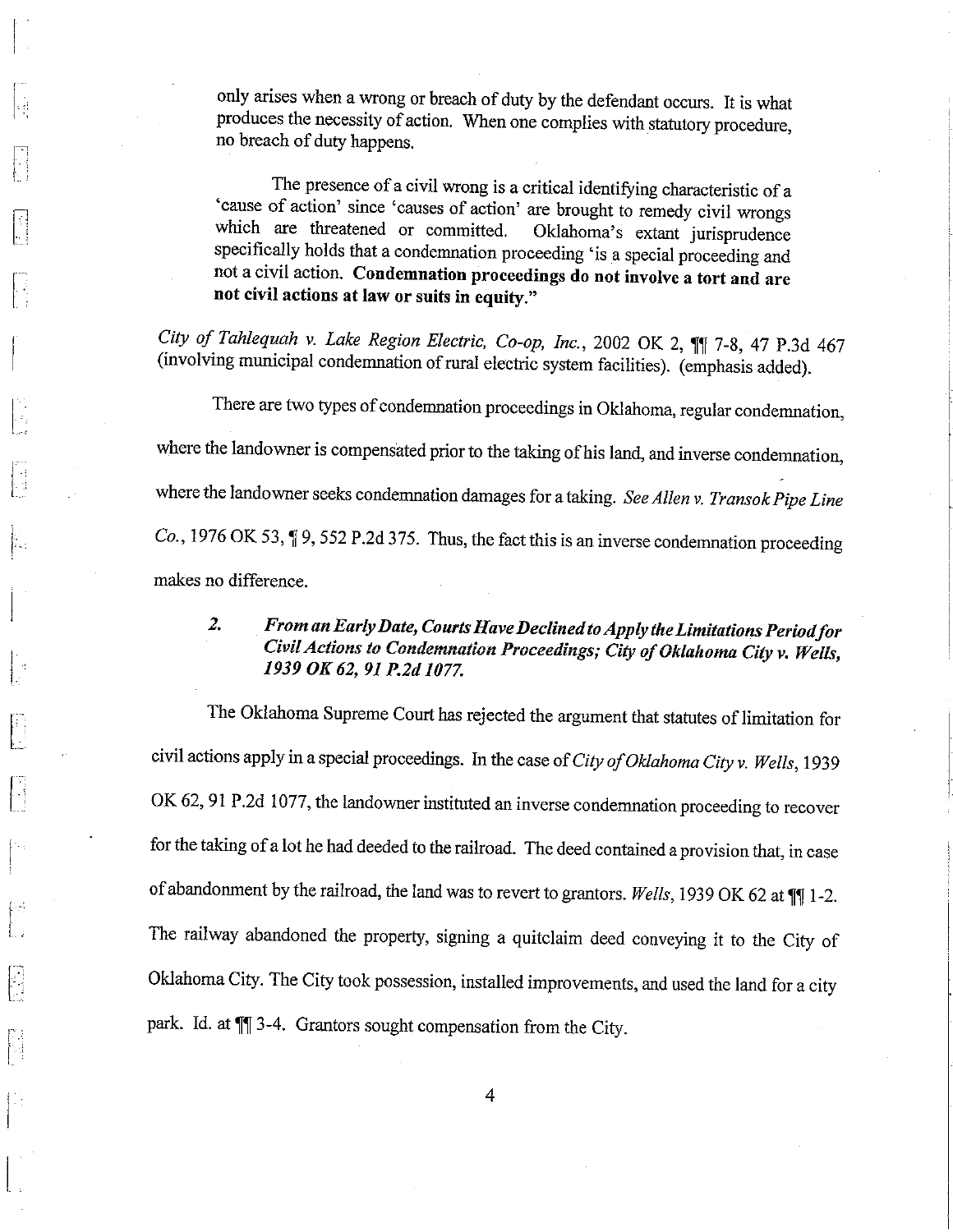> only arises when a wrong or breach of duty by the defendant occurs. It is what produces the necessity of action. When one complies with statutory procedure, no breach of duty happens.
>
> The presence of a civil wrong is a critical identifying characteristic of a 'cause of action' since 'causes of action' are brought to remedy civil wrongs which are threatened or committed. Oklahoma's extant jurisprudence specifically holds that a condemnation proceeding 'is a special proceeding and not a civil action. **Condemnation proceedings do not involve a tort and are not civil actions at law or suits in equity.**"

*City of Tahlequah v. Lake Region Electric, Co-op, Inc.*, 2002 OK 2, ¶¶ 7-8, 47 P.3d 467 (involving municipal condemnation of rural electric system facilities). (emphasis added).

There are two types of condemnation proceedings in Oklahoma, regular condemnation, where the landowner is compensated prior to the taking of his land, and inverse condemnation, where the landowner seeks condemnation damages for a taking. *See Allen v. Transok Pipe Line Co.*, 1976 OK 53, ¶ 9, 552 P.2d 375. Thus, the fact this is an inverse condemnation proceeding makes no difference.

### 2. *From an Early Date, Courts Have Declined to Apply the Limitations Period for Civil Actions to Condemnation Proceedings; City of Oklahoma City v. Wells, 1939 OK 62, 91 P.2d 1077.*

The Oklahoma Supreme Court has rejected the argument that statutes of limitation for civil actions apply in a special proceedings. In the case of *City of Oklahoma City v. Wells*, 1939 OK 62, 91 P.2d 1077, the landowner instituted an inverse condemnation proceeding to recover for the taking of a lot he had deeded to the railroad. The deed contained a provision that, in case of abandonment by the railroad, the land was to revert to grantors. *Wells*, 1939 OK 62 at ¶¶ 1-2. The railway abandoned the property, signing a quitclaim deed conveying it to the City of Oklahoma City. The City took possession, installed improvements, and used the land for a city park. Id. at ¶¶ 3-4. Grantors sought compensation from the City.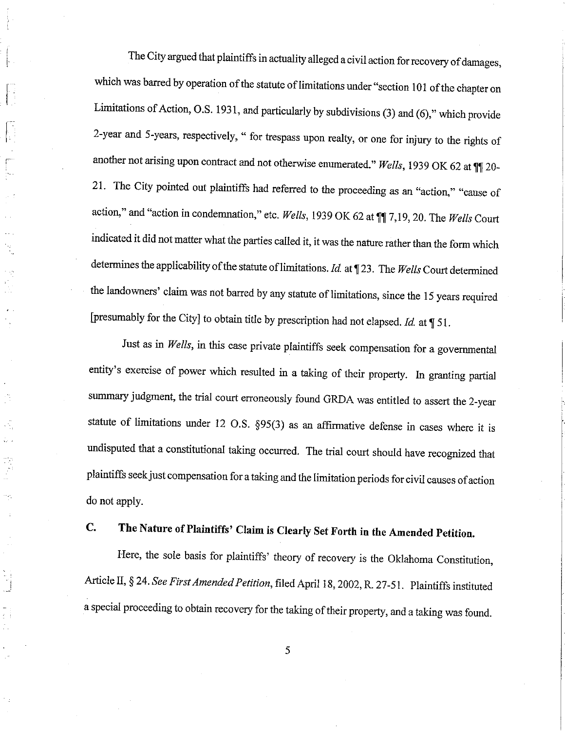The City argued that plaintiffs in actuality alleged a civil action for recovery of damages, which was barred by operation of the statute of limitations under "section 101 of the chapter on Limitations of Action, O.S. 1931, and particularly by subdivisions (3) and (6)," which provide 2-year and 5-years, respectively, " for trespass upon realty, or one for injury to the rights of another not arising upon contract and not otherwise enumerated." *Wells*, 1939 OK 62 at ¶¶ 20-21. The City pointed out plaintiffs had referred to the proceeding as an "action," "cause of action," and "action in condemnation," etc. *Wells*, 1939 OK 62 at ¶¶ 7,19, 20. The *Wells* Court indicated it did not matter what the parties called it, it was the nature rather than the form which determines the applicability of the statute of limitations. *Id.* at ¶ 23. The *Wells* Court determined the landowners' claim was not barred by any statute of limitations, since the 15 years required [presumably for the City] to obtain title by prescription had not elapsed. *Id.* at ¶ 51.

Just as in *Wells*, in this case private plaintiffs seek compensation for a governmental entity's exercise of power which resulted in a taking of their property. In granting partial summary judgment, the trial court erroneously found GRDA was entitled to assert the 2-year statute of limitations under 12 O.S. §95(3) as an affirmative defense in cases where it is undisputed that a constitutional taking occurred. The trial court should have recognized that plaintiffs seek just compensation for a taking and the limitation periods for civil causes of action do not apply.

## C. The Nature of Plaintiffs' Claim is Clearly Set Forth in the Amended Petition.

Here, the sole basis for plaintiffs' theory of recovery is the Oklahoma Constitution, Article II, § 24. *See First Amended Petition*, filed April 18, 2002, R. 27-51. Plaintiffs instituted a special proceeding to obtain recovery for the taking of their property, and a taking was found.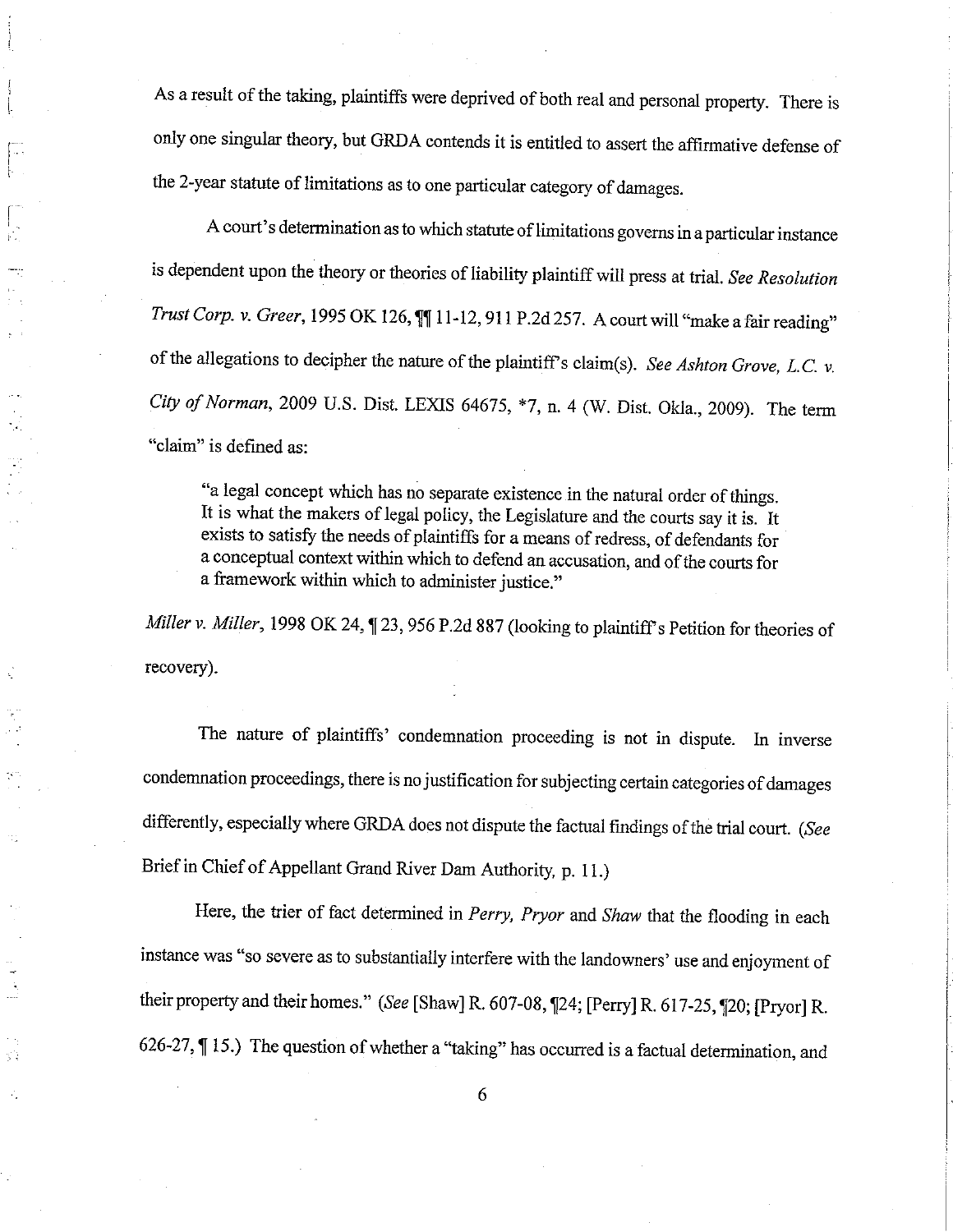As a result of the taking, plaintiffs were deprived of both real and personal property. There is only one singular theory, but GRDA contends it is entitled to assert the affirmative defense of the 2-year statute of limitations as to one particular category of damages.

A court's determination as to which statute of limitations governs in a particular instance is dependent upon the theory or theories of liability plaintiff will press at trial. *See Resolution Trust Corp. v. Greer*, 1995 OK 126, ¶¶ 11-12, 911 P.2d 257. A court will "make a fair reading" of the allegations to decipher the nature of the plaintiff's claim(s). *See Ashton Grove, L.C. v. City of Norman*, 2009 U.S. Dist. LEXIS 64675, *7, n. 4 (W. Dist. Okla., 2009). The term "claim" is defined as:

> "a legal concept which has no separate existence in the natural order of things. It is what the makers of legal policy, the Legislature and the courts say it is. It exists to satisfy the needs of plaintiffs for a means of redress, of defendants for a conceptual context within which to defend an accusation, and of the courts for a framework within which to administer justice."

*Miller v. Miller*, 1998 OK 24, ¶ 23, 956 P.2d 887 (looking to plaintiff's Petition for theories of recovery).

The nature of plaintiffs' condemnation proceeding is not in dispute. In inverse condemnation proceedings, there is no justification for subjecting certain categories of damages differently, especially where GRDA does not dispute the factual findings of the trial court. (*See* Brief in Chief of Appellant Grand River Dam Authority, p. 11.)

Here, the trier of fact determined in *Perry, Pryor* and *Shaw* that the flooding in each instance was "so severe as to substantially interfere with the landowners' use and enjoyment of their property and their homes." (*See* [Shaw] R. 607-08, ¶24; [Perry] R. 617-25, ¶20; [Pryor] R. 626-27, ¶ 15.) The question of whether a "taking" has occurred is a factual determination, and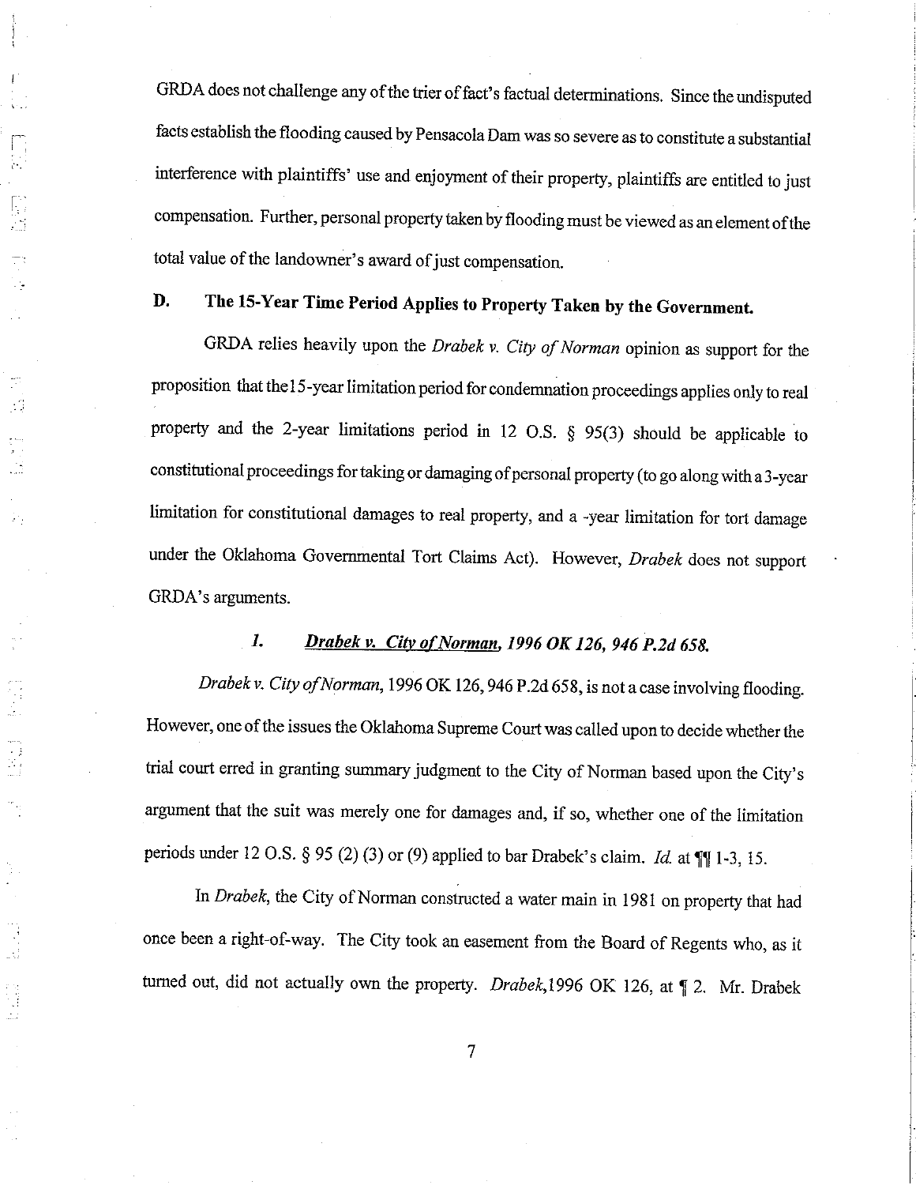GRDA does not challenge any of the trier of fact's factual determinations. Since the undisputed facts establish the flooding caused by Pensacola Dam was so severe as to constitute a substantial interference with plaintiffs' use and enjoyment of their property, plaintiffs are entitled to just compensation. Further, personal property taken by flooding must be viewed as an element of the total value of the landowner's award of just compensation.

## D. The 15-Year Time Period Applies to Property Taken by the Government.

GRDA relies heavily upon the *Drabek v. City of Norman* opinion as support for the proposition that the15-year limitation period for condemnation proceedings applies only to real property and the 2-year limitations period in 12 O.S. § 95(3) should be applicable to constitutional proceedings for taking or damaging of personal property (to go along with a 3-year limitation for constitutional damages to real property, and a -year limitation for tort damage under the Oklahoma Governmental Tort Claims Act). However, *Drabek* does not support GRDA's arguments.

### 1. *Drabek v. City of Norman, 1996 OK 126, 946 P.2d 658.*

*Drabek v. City of Norman*, 1996 OK 126, 946 P.2d 658, is not a case involving flooding. However, one of the issues the Oklahoma Supreme Court was called upon to decide whether the trial court erred in granting summary judgment to the City of Norman based upon the City's argument that the suit was merely one for damages and, if so, whether one of the limitation periods under 12 O.S. § 95 (2) (3) or (9) applied to bar Drabek's claim. *Id.* at ¶¶ 1-3, 15.

In *Drabek*, the City of Norman constructed a water main in 1981 on property that had once been a right-of-way. The City took an easement from the Board of Regents who, as it turned out, did not actually own the property. *Drabek*,1996 OK 126, at ¶ 2. Mr. Drabek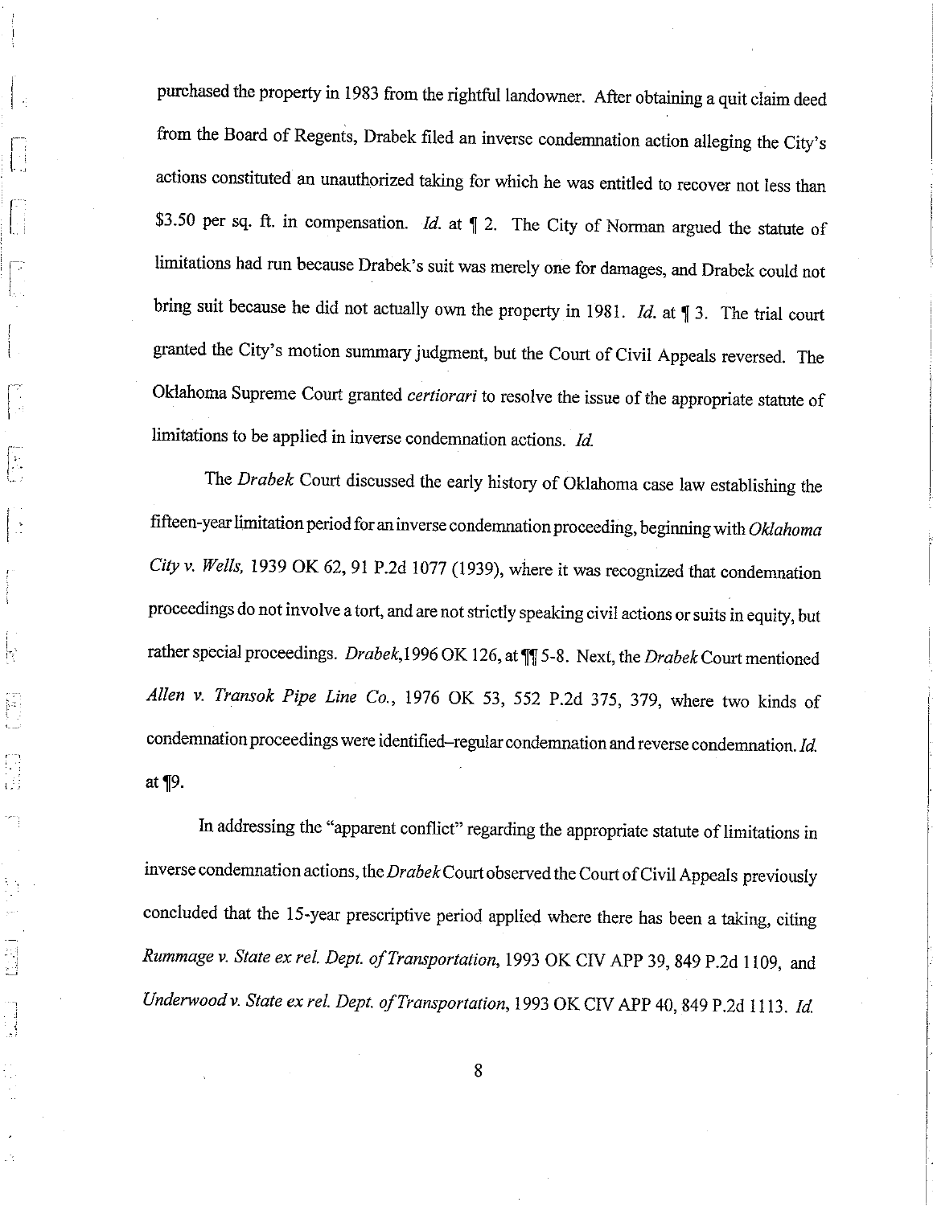purchased the property in 1983 from the rightful landowner. After obtaining a quit claim deed from the Board of Regents, Drabek filed an inverse condemnation action alleging the City's actions constituted an unauthorized taking for which he was entitled to recover not less than $3.50 per sq. ft. in compensation. *Id.* at ¶ 2. The City of Norman argued the statute of limitations had run because Drabek's suit was merely one for damages, and Drabek could not bring suit because he did not actually own the property in 1981. *Id.* at ¶ 3. The trial court granted the City's motion summary judgment, but the Court of Civil Appeals reversed. The Oklahoma Supreme Court granted *certiorari* to resolve the issue of the appropriate statute of limitations to be applied in inverse condemnation actions. *Id.*

The *Drabek* Court discussed the early history of Oklahoma case law establishing the fifteen-year limitation period for an inverse condemnation proceeding, beginning with *Oklahoma City v. Wells,* 1939 OK 62, 91 P.2d 1077 (1939), where it was recognized that condemnation proceedings do not involve a tort, and are not strictly speaking civil actions or suits in equity, but rather special proceedings. *Drabek,* 1996 OK 126, at ¶¶ 5-8. Next, the *Drabek* Court mentioned *Allen v. Transok Pipe Line Co.*, 1976 OK 53, 552 P.2d 375, 379, where two kinds of condemnation proceedings were identified–regular condemnation and reverse condemnation. *Id.* at ¶9.

In addressing the "apparent conflict" regarding the appropriate statute of limitations in inverse condemnation actions, the *Drabek* Court observed the Court of Civil Appeals previously concluded that the 15-year prescriptive period applied where there has been a taking, citing *Rummage v. State ex rel. Dept. of Transportation*, 1993 OK CIV APP 39, 849 P.2d 1109, and *Underwood v. State ex rel. Dept. of Transportation*, 1993 OK CIV APP 40, 849 P.2d 1113. *Id.*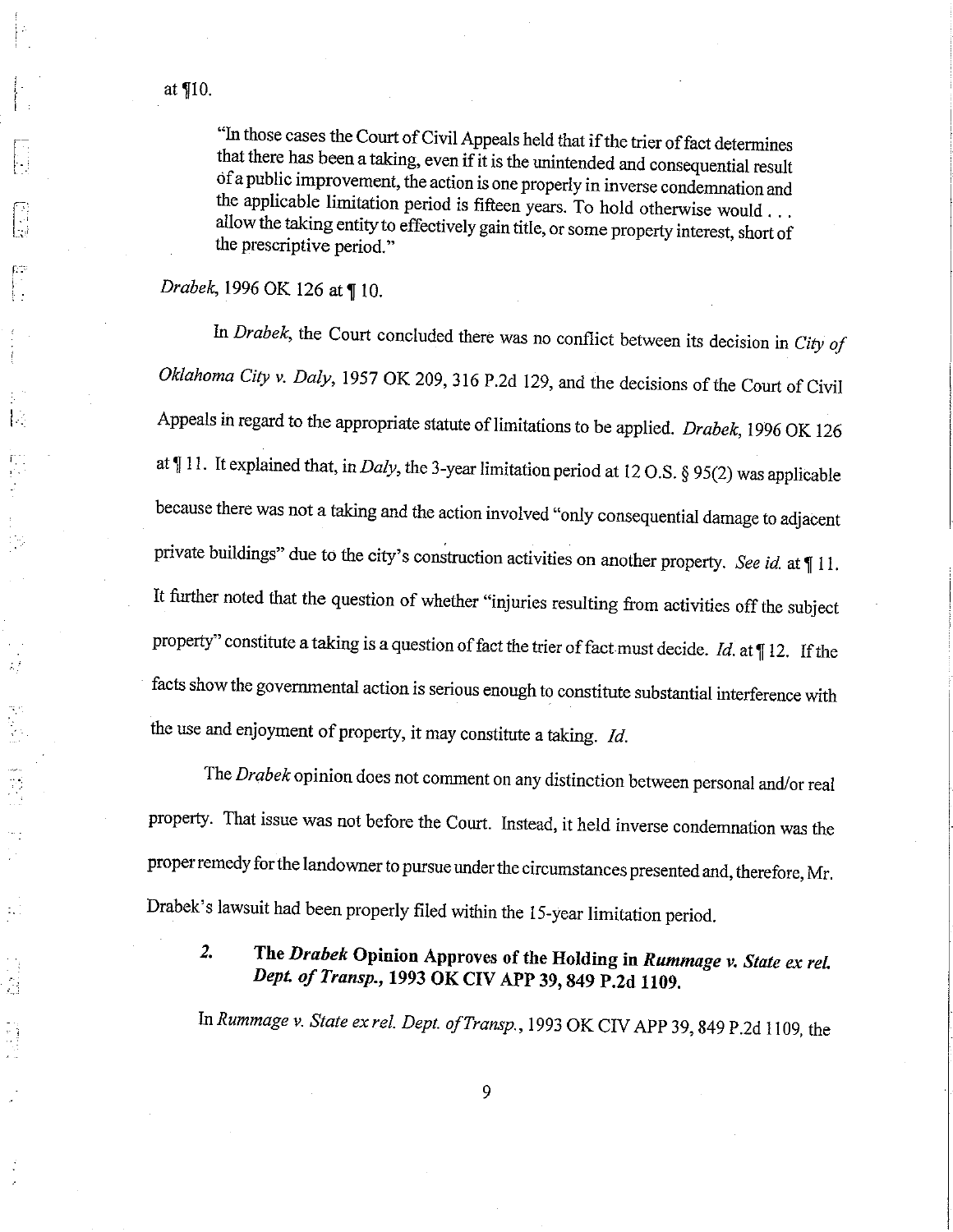at ¶10.

> "In those cases the Court of Civil Appeals held that if the trier of fact determines that there has been a taking, even if it is the unintended and consequential result of a public improvement, the action is one properly in inverse condemnation and the applicable limitation period is fifteen years. To hold otherwise would . . . allow the taking entity to effectively gain title, or some property interest, short of the prescriptive period."

*Drabek*, 1996 OK 126 at ¶ 10.

In *Drabek*, the Court concluded there was no conflict between its decision in *City of Oklahoma City v. Daly*, 1957 OK 209, 316 P.2d 129, and the decisions of the Court of Civil Appeals in regard to the appropriate statute of limitations to be applied. *Drabek*, 1996 OK 126 at ¶ 11. It explained that, in *Daly*, the 3-year limitation period at 12 O.S. § 95(2) was applicable because there was not a taking and the action involved "only consequential damage to adjacent private buildings" due to the city's construction activities on another property. *See id.* at ¶ 11. It further noted that the question of whether "injuries resulting from activities off the subject property" constitute a taking is a question of fact the trier of fact must decide. *Id.* at ¶ 12. If the facts show the governmental action is serious enough to constitute substantial interference with the use and enjoyment of property, it may constitute a taking. *Id.*

The *Drabek* opinion does not comment on any distinction between personal and/or real property. That issue was not before the Court. Instead, it held inverse condemnation was the proper remedy for the landowner to pursue under the circumstances presented and, therefore, Mr. Drabek's lawsuit had been properly filed within the 15-year limitation period.

### 2. The *Drabek* Opinion Approves of the Holding in *Rummage v. State ex rel. Dept. of Transp.*, 1993 OK CIV APP 39, 849 P.2d 1109.

In *Rummage v. State ex rel. Dept. of Transp.*, 1993 OK CIV APP 39, 849 P.2d 1109, the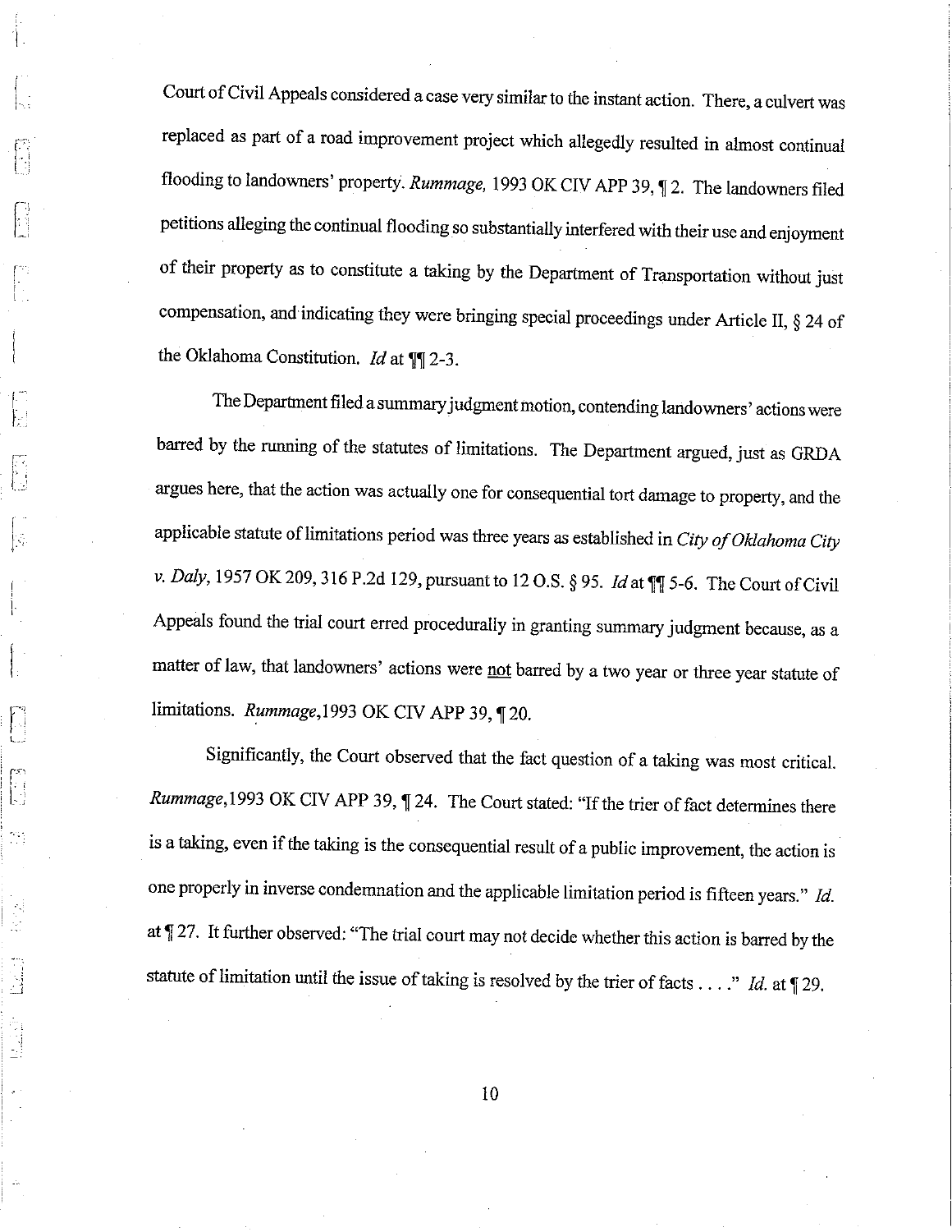Court of Civil Appeals considered a case very similar to the instant action. There, a culvert was replaced as part of a road improvement project which allegedly resulted in almost continual flooding to landowners' property. *Rummage,* 1993 OK CIV APP 39, ¶ 2. The landowners filed petitions alleging the continual flooding so substantially interfered with their use and enjoyment of their property as to constitute a taking by the Department of Transportation without just compensation, and indicating they were bringing special proceedings under Article II, § 24 of the Oklahoma Constitution. *Id* at ¶¶ 2-3.

The Department filed a summary judgment motion, contending landowners' actions were barred by the running of the statutes of limitations. The Department argued, just as GRDA argues here, that the action was actually one for consequential tort damage to property, and the applicable statute of limitations period was three years as established in *City of Oklahoma City v. Daly*, 1957 OK 209, 316 P.2d 129, pursuant to 12 O.S. § 95. *Id* at ¶¶ 5-6. The Court of Civil Appeals found the trial court erred procedurally in granting summary judgment because, as a matter of law, that landowners' actions were <u>not</u> barred by a two year or three year statute of limitations. *Rummage,*1993 OK CIV APP 39, ¶ 20.

Significantly, the Court observed that the fact question of a taking was most critical. *Rummage,*1993 OK CIV APP 39, ¶ 24. The Court stated: "If the trier of fact determines there is a taking, even if the taking is the consequential result of a public improvement, the action is one properly in inverse condemnation and the applicable limitation period is fifteen years." *Id.* at ¶ 27. It further observed: "The trial court may not decide whether this action is barred by the statute of limitation until the issue of taking is resolved by the trier of facts . . . ." *Id.* at ¶ 29.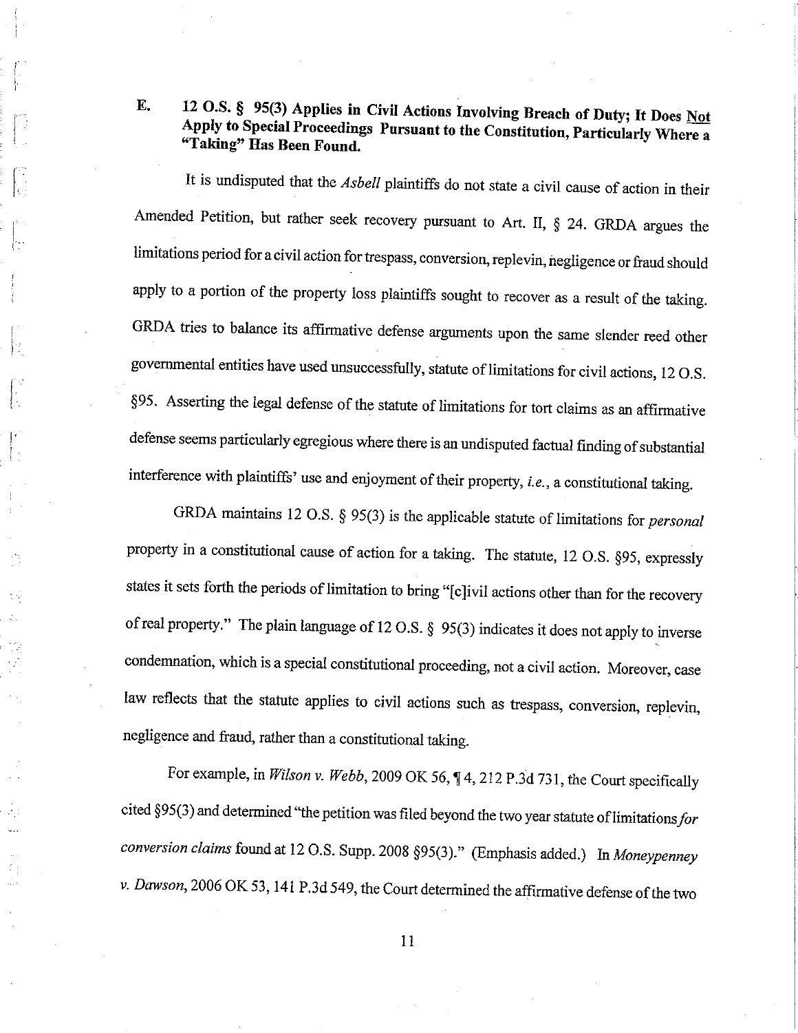### E. 12 O.S. § 95(3) Applies in Civil Actions Involving Breach of Duty; It Does Not Apply to Special Proceedings Pursuant to the Constitution, Particularly Where a "Taking" Has Been Found.

It is undisputed that the *Asbell* plaintiffs do not state a civil cause of action in their Amended Petition, but rather seek recovery pursuant to Art. II, § 24. GRDA argues the limitations period for a civil action for trespass, conversion, replevin, negligence or fraud should apply to a portion of the property loss plaintiffs sought to recover as a result of the taking. GRDA tries to balance its affirmative defense arguments upon the same slender reed other governmental entities have used unsuccessfully, statute of limitations for civil actions, 12 O.S. §95. Asserting the legal defense of the statute of limitations for tort claims as an affirmative defense seems particularly egregious where there is an undisputed factual finding of substantial interference with plaintiffs' use and enjoyment of their property, *i.e.*, a constitutional taking.

GRDA maintains 12 O.S. § 95(3) is the applicable statute of limitations for *personal* property in a constitutional cause of action for a taking. The statute, 12 O.S. §95, expressly states it sets forth the periods of limitation to bring "[c]ivil actions other than for the recovery of real property." The plain language of 12 O.S. § 95(3) indicates it does not apply to inverse condemnation, which is a special constitutional proceeding, not a civil action. Moreover, case law reflects that the statute applies to civil actions such as trespass, conversion, replevin, negligence and fraud, rather than a constitutional taking.

For example, in *Wilson v. Webb*, 2009 OK 56, ¶ 4, 212 P.3d 731, the Court specifically cited §95(3) and determined "the petition was filed beyond the two year statute of limitations *for conversion claims* found at 12 O.S. Supp. 2008 §95(3)." (Emphasis added.) In *Moneypenney v. Dawson*, 2006 OK 53, 141 P.3d 549, the Court determined the affirmative defense of the two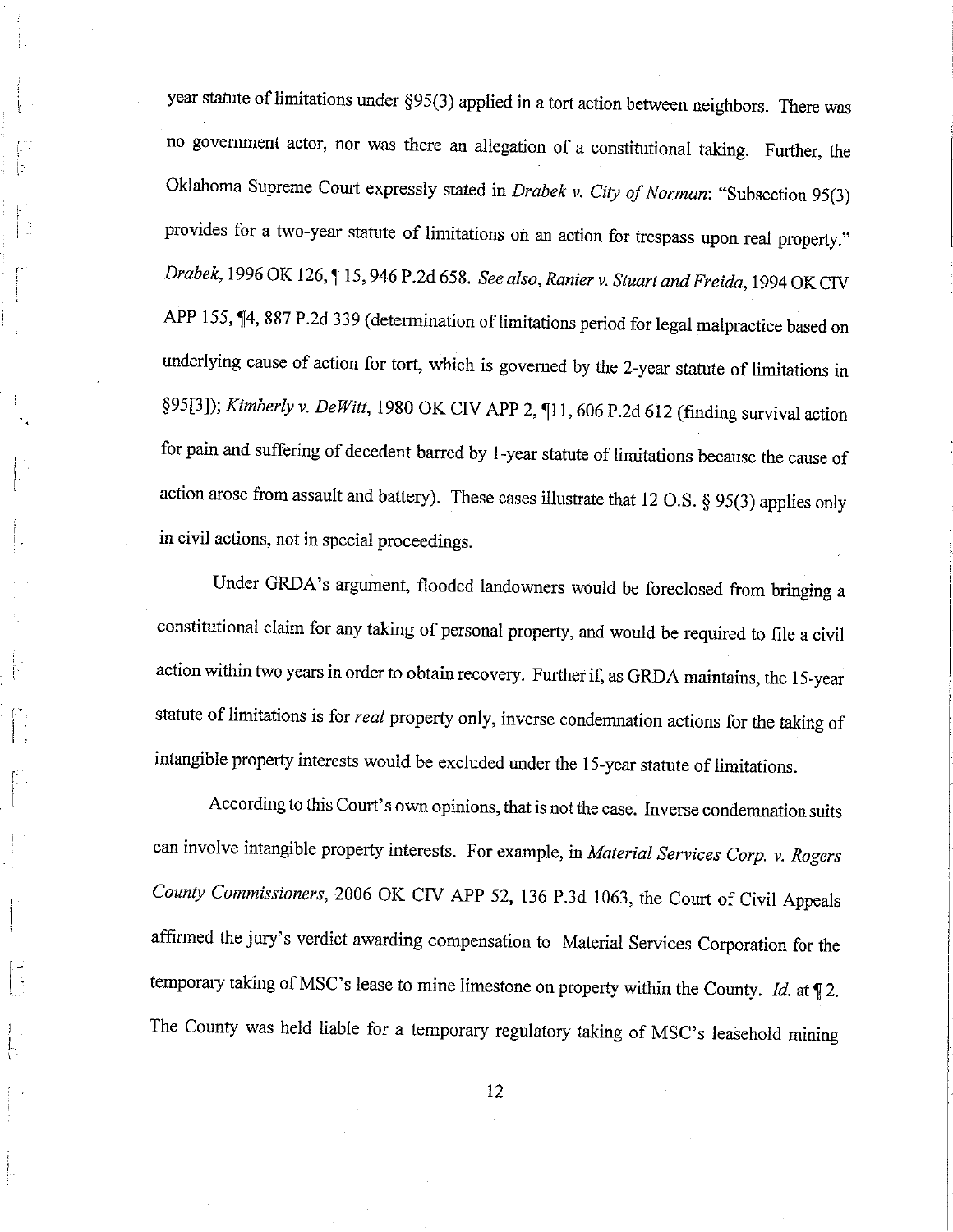year statute of limitations under §95(3) applied in a tort action between neighbors. There was no government actor, nor was there an allegation of a constitutional taking. Further, the Oklahoma Supreme Court expressly stated in *Drabek v. City of Norman*: "Subsection 95(3) provides for a two-year statute of limitations on an action for trespass upon real property." *Drabek*, 1996 OK 126, ¶ 15, 946 P.2d 658. *See also*, *Ranier v. Stuart and Freida*, 1994 OK CIV APP 155, ¶4, 887 P.2d 339 (determination of limitations period for legal malpractice based on underlying cause of action for tort, which is governed by the 2-year statute of limitations in §95[3]); *Kimberly v. DeWitt*, 1980 OK CIV APP 2, ¶11, 606 P.2d 612 (finding survival action for pain and suffering of decedent barred by 1-year statute of limitations because the cause of action arose from assault and battery). These cases illustrate that 12 O.S. § 95(3) applies only in civil actions, not in special proceedings.

Under GRDA's argument, flooded landowners would be foreclosed from bringing a constitutional claim for any taking of personal property, and would be required to file a civil action within two years in order to obtain recovery. Further if, as GRDA maintains, the 15-year statute of limitations is for *real* property only, inverse condemnation actions for the taking of intangible property interests would be excluded under the 15-year statute of limitations.

According to this Court's own opinions, that is not the case. Inverse condemnation suits can involve intangible property interests. For example, in *Material Services Corp. v. Rogers County Commissioners*, 2006 OK CIV APP 52, 136 P.3d 1063, the Court of Civil Appeals affirmed the jury's verdict awarding compensation to Material Services Corporation for the temporary taking of MSC's lease to mine limestone on property within the County. *Id.* at ¶ 2. The County was held liable for a temporary regulatory taking of MSC's leasehold mining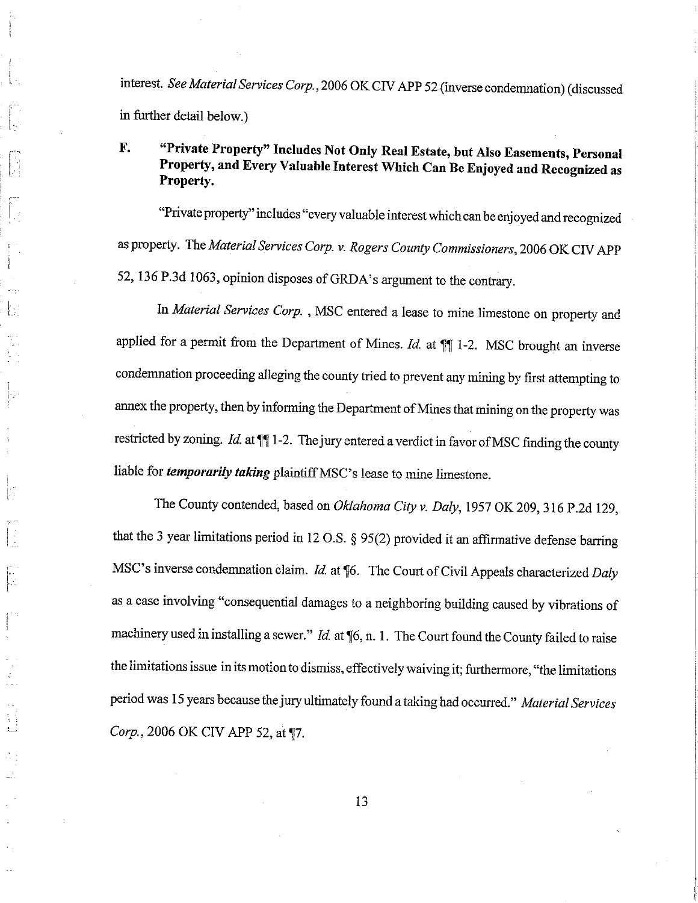interest. *See Material Services Corp.*, 2006 OK CIV APP 52 (inverse condemnation) (discussed in further detail below.)

### F. "Private Property" Includes Not Only Real Estate, but Also Easements, Personal Property, and Every Valuable Interest Which Can Be Enjoyed and Recognized as Property.

"Private property" includes "every valuable interest which can be enjoyed and recognized as property. The *Material Services Corp. v. Rogers County Commissioners*, 2006 OK CIV APP 52, 136 P.3d 1063, opinion disposes of GRDA's argument to the contrary.

In *Material Services Corp.* , MSC entered a lease to mine limestone on property and applied for a permit from the Department of Mines. *Id.* at ¶¶ 1-2. MSC brought an inverse condemnation proceeding alleging the county tried to prevent any mining by first attempting to annex the property, then by informing the Department of Mines that mining on the property was restricted by zoning. *Id.* at ¶¶ 1-2. The jury entered a verdict in favor of MSC finding the county liable for ***temporarily taking*** plaintiff MSC's lease to mine limestone.

The County contended, based on *Oklahoma City v. Daly*, 1957 OK 209, 316 P.2d 129, that the 3 year limitations period in 12 O.S. § 95(2) provided it an affirmative defense barring MSC's inverse condemnation claim. *Id.* at ¶6. The Court of Civil Appeals characterized *Daly* as a case involving "consequential damages to a neighboring building caused by vibrations of machinery used in installing a sewer." *Id.* at ¶6, n. 1. The Court found the County failed to raise the limitations issue in its motion to dismiss, effectively waiving it; furthermore, "the limitations period was 15 years because the jury ultimately found a taking had occurred." *Material Services Corp.*, 2006 OK CIV APP 52, at ¶7.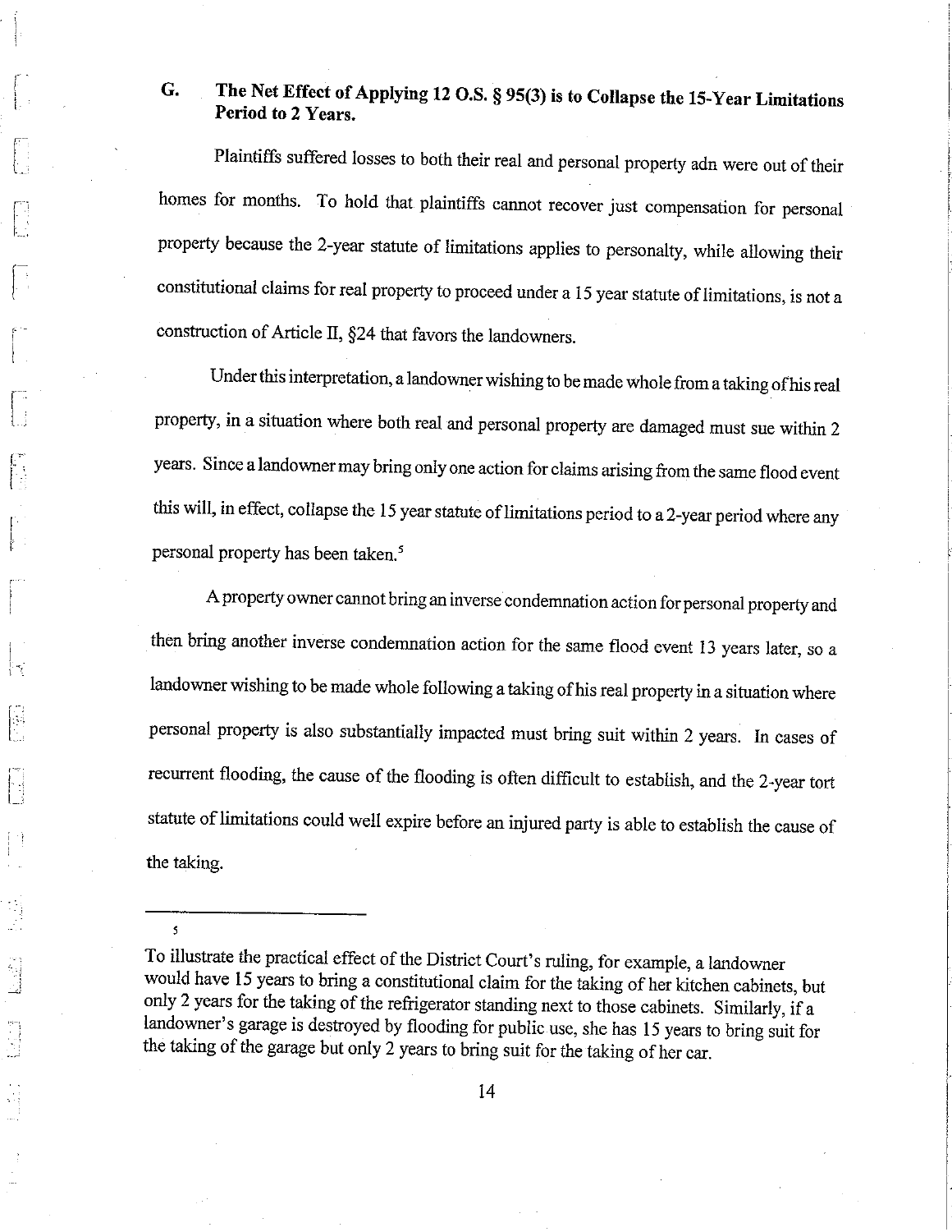### G. The Net Effect of Applying 12 O.S. § 95(3) is to Collapse the 15-Year Limitations Period to 2 Years.

Plaintiffs suffered losses to both their real and personal property adn were out of their homes for months. To hold that plaintiffs cannot recover just compensation for personal property because the 2-year statute of limitations applies to personalty, while allowing their constitutional claims for real property to proceed under a 15 year statute of limitations, is not a construction of Article II, §24 that favors the landowners.

Under this interpretation, a landowner wishing to be made whole from a taking of his real property, in a situation where both real and personal property are damaged must sue within 2 years. Since a landowner may bring only one action for claims arising from the same flood event this will, in effect, collapse the 15 year statute of limitations period to a 2-year period where any personal property has been taken.[5]

A property owner cannot bring an inverse condemnation action for personal property and then bring another inverse condemnation action for the same flood event 13 years later, so a landowner wishing to be made whole following a taking of his real property in a situation where personal property is also substantially impacted must bring suit within 2 years. In cases of recurrent flooding, the cause of the flooding is often difficult to establish, and the 2-year tort statute of limitations could well expire before an injured party is able to establish the cause of the taking.

---

[5] To illustrate the practical effect of the District Court's ruling, for example, a landowner would have 15 years to bring a constitutional claim for the taking of her kitchen cabinets, but only 2 years for the taking of the refrigerator standing next to those cabinets. Similarly, if a landowner's garage is destroyed by flooding for public use, she has 15 years to bring suit for the taking of the garage but only 2 years to bring suit for the taking of her car.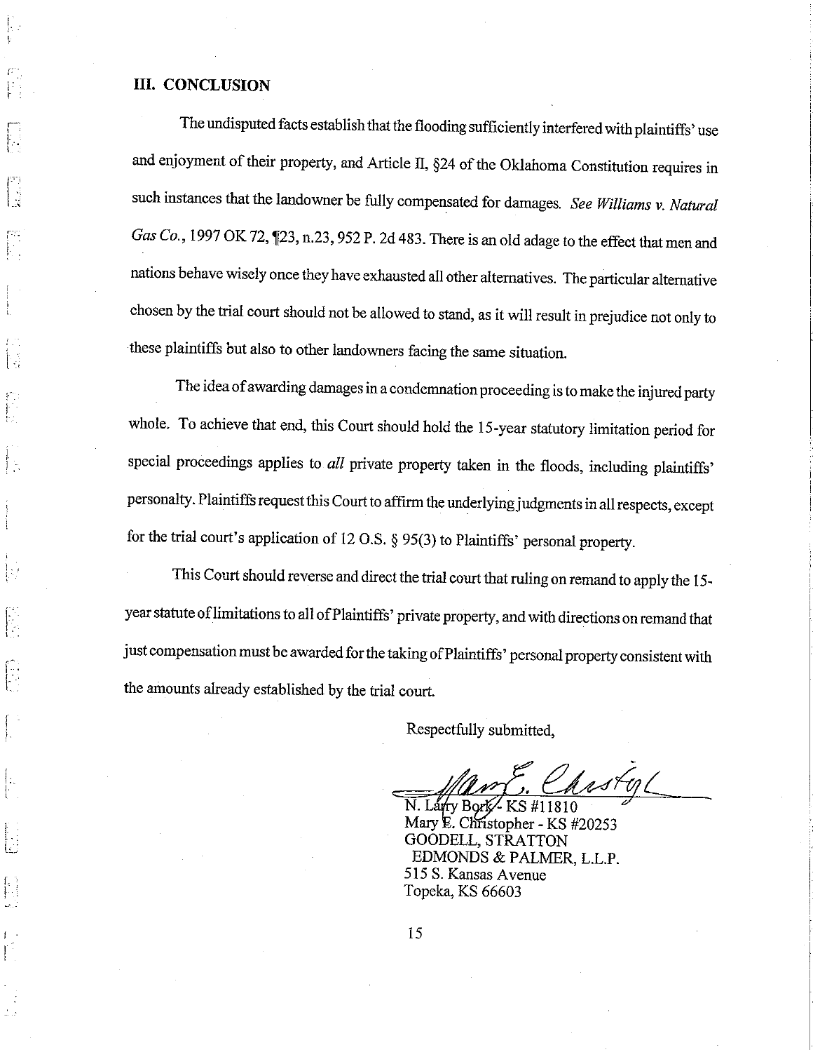## III. CONCLUSION

The undisputed facts establish that the flooding sufficiently interfered with plaintiffs' use and enjoyment of their property, and Article II, §24 of the Oklahoma Constitution requires in such instances that the landowner be fully compensated for damages. *See Williams v. Natural Gas Co.*, 1997 OK 72, ¶23, n.23, 952 P. 2d 483. There is an old adage to the effect that men and nations behave wisely once they have exhausted all other alternatives. The particular alternative chosen by the trial court should not be allowed to stand, as it will result in prejudice not only to these plaintiffs but also to other landowners facing the same situation.

The idea of awarding damages in a condemnation proceeding is to make the injured party whole. To achieve that end, this Court should hold the 15-year statutory limitation period for special proceedings applies to *all* private property taken in the floods, including plaintiffs' personalty. Plaintiffs request this Court to affirm the underlying judgments in all respects, except for the trial court's application of 12 O.S. § 95(3) to Plaintiffs' personal property.

This Court should reverse and direct the trial court that ruling on remand to apply the 15-year statute of limitations to all of Plaintiffs' private property, and with directions on remand that just compensation must be awarded for the taking of Plaintiffs' personal property consistent with the amounts already established by the trial court.

Respectfully submitted,

N. Larry Bork - KS #11810
Mary E. Christopher - KS #20253
GOODELL, STRATTON
EDMONDS & PALMER, L.L.P.
515 S. Kansas Avenue
Topeka, KS 66603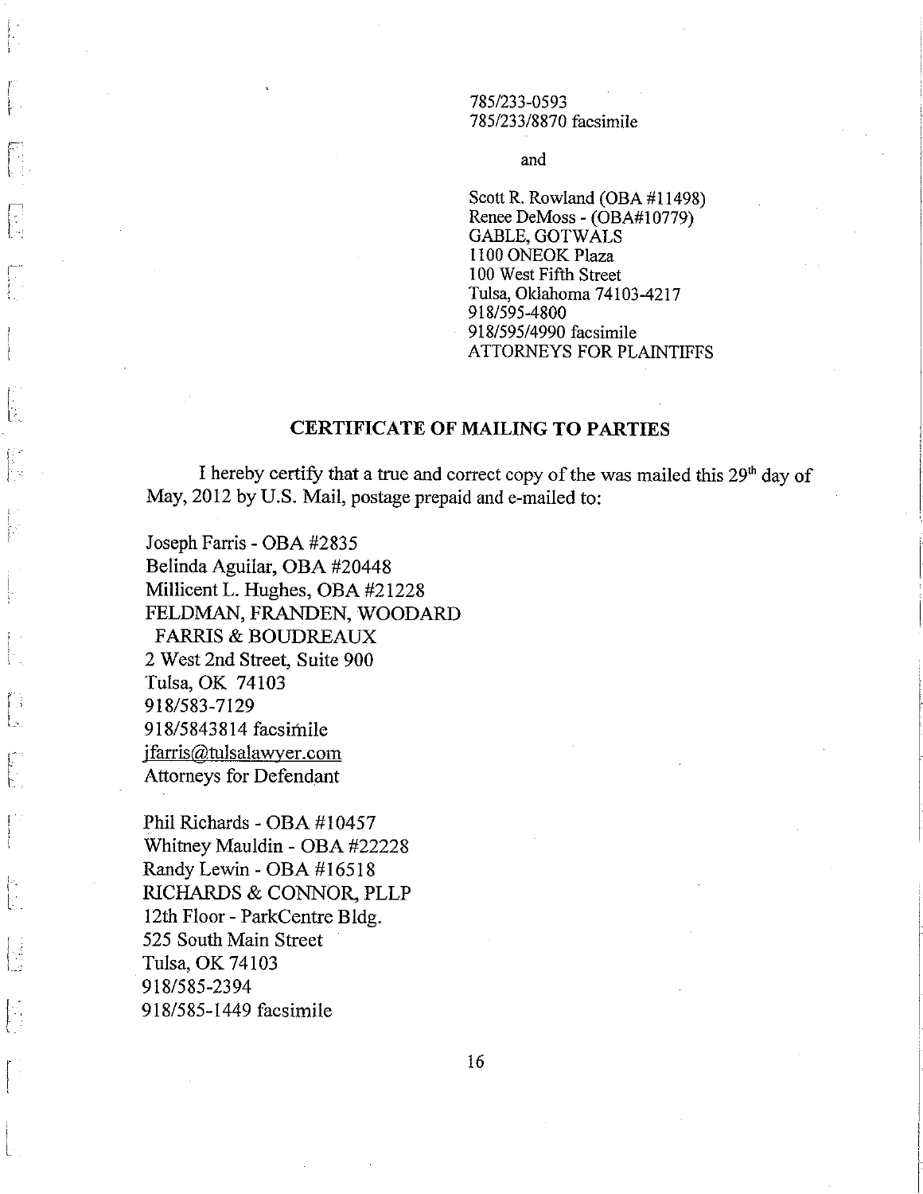785/233-0593
785/233/8870 facsimile

and

Scott R. Rowland (OBA #11498)
Renee DeMoss - (OBA#10779)
GABLE, GOTWALS
1100 ONEOK Plaza
100 West Fifth Street
Tulsa, Oklahoma 74103-4217
918/595-4800
918/595/4990 facsimile
ATTORNEYS FOR PLAINTIFFS

## CERTIFICATE OF MAILING TO PARTIES

I hereby certify that a true and correct copy of the was mailed this 29th day of May, 2012 by U.S. Mail, postage prepaid and e-mailed to:

Joseph Farris - OBA #2835
Belinda Aguilar, OBA #20448
Millicent L. Hughes, OBA #21228
FELDMAN, FRANDEN, WOODARD
FARRIS & BOUDREAUX
2 West 2nd Street, Suite 900
Tulsa, OK 74103
918/583-7129
918/5843814 facsimile
jfarris@tulsalawyer.com
Attorneys for Defendant

Phil Richards - OBA #10457
Whitney Mauldin - OBA #22228
Randy Lewin - OBA #16518
RICHARDS & CONNOR, PLLP
12th Floor - ParkCentre Bldg.
525 South Main Street
Tulsa, OK 74103
918/585-2394
918/585-1449 facsimile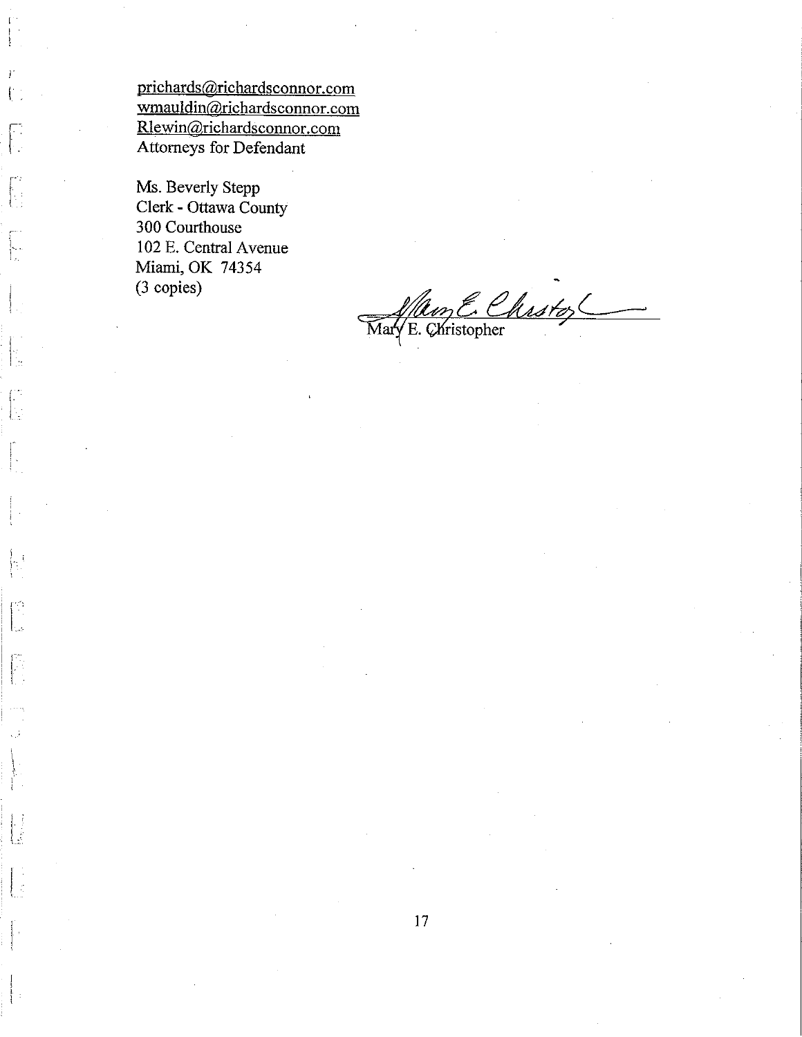prichards@richardsconnor.com
wmauldin@richardsconnor.com
Rlewin@richardsconnor.com
Attorneys for Defendant

Ms. Beverly Stepp
Clerk - Ottawa County
300 Courthouse
102 E. Central Avenue
Miami, OK 74354
(3 copies)

Mary E. Christopher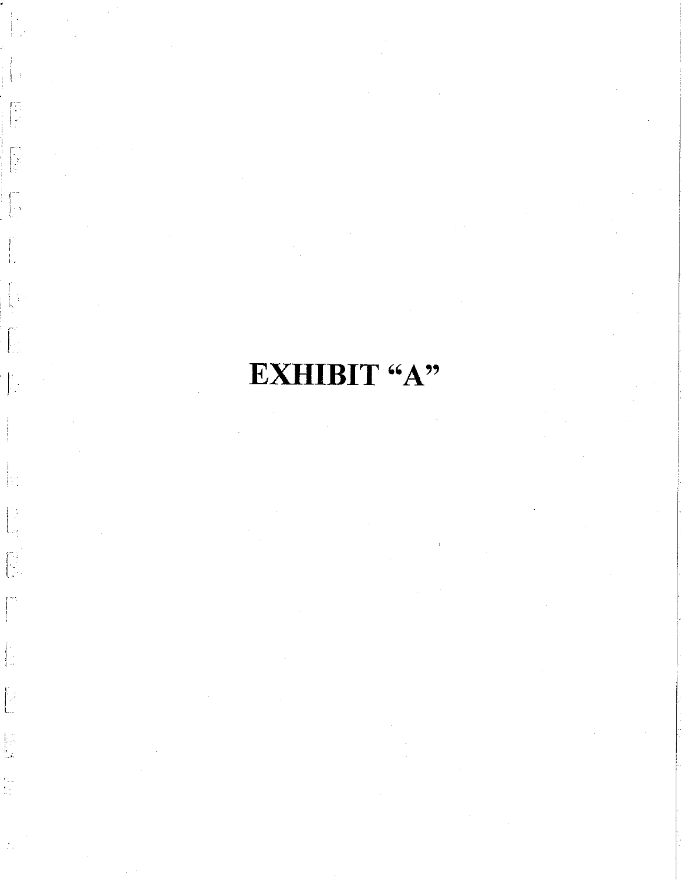# EXHIBIT "A"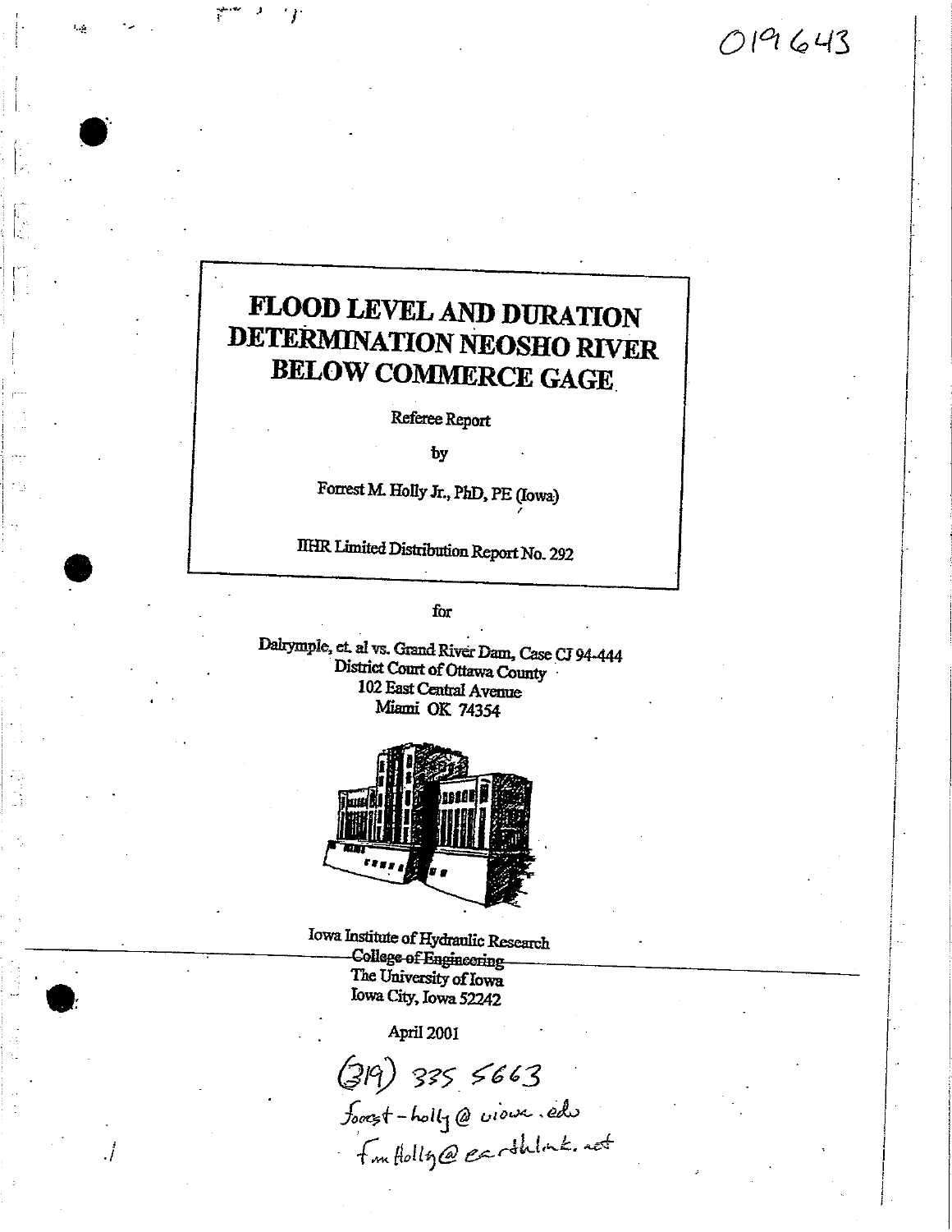019643

# FLOOD LEVEL AND DURATION DETERMINATION NEOSHO RIVER BELOW COMMERCE GAGE

Referee Report

by

Forrest M. Holly Jr., PhD, PE (Iowa)

IIHR Limited Distribution Report No. 292

for

Dalrymple, et. al vs. Grand River Dam, Case CJ 94-444
District Court of Ottawa County
102 East Central Avenue
Miami OK 74354

Iowa Institute of Hydraulic Research
~~College of Engineering~~
The University of Iowa
Iowa City, Iowa 52242

April 2001

(319) 335 5663
forrest-holly@uiowa.edu
fmholly@earthlink.net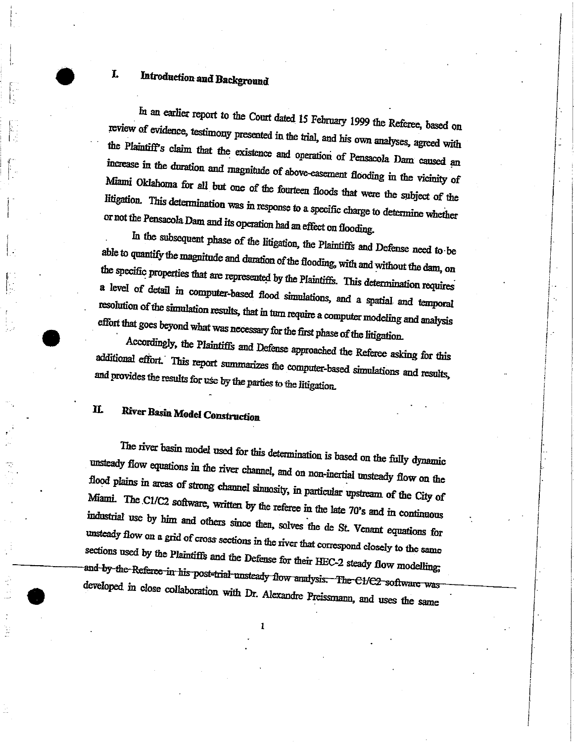## I. Introduction and Background

In an earlier report to the Court dated 15 February 1999 the Referee, based on review of evidence, testimony presented in the trial, and his own analyses, agreed with the Plaintiff's claim that the existence and operation of Pensacola Dam caused an increase in the duration and magnitude of above-easement flooding in the vicinity of Miami Oklahoma for all but one of the fourteen floods that were the subject of the litigation. This determination was in response to a specific charge to determine whether or not the Pensacola Dam and its operation had an effect on flooding.

In the subsequent phase of the litigation, the Plaintiffs and Defense need to be able to quantify the magnitude and duration of the flooding, with and without the dam, on the specific properties that are represented by the Plaintiffs. This determination requires a level of detail in computer-based flood simulations, and a spatial and temporal resolution of the simulation results, that in turn require a computer modeling and analysis effort that goes beyond what was necessary for the first phase of the litigation.

Accordingly, the Plaintiffs and Defense approached the Referee asking for this additional effort. This report summarizes the computer-based simulations and results, and provides the results for use by the parties to the litigation.

## II. River Basin Model Construction

The river basin model used for this determination is based on the fully dynamic unsteady flow equations in the river channel, and on non-inertial unsteady flow on the flood plains in areas of strong channel sinuosity, in particular upstream of the City of Miami. The C1/C2 software, written by the referee in the late 70's and in continuous industrial use by him and others since then, solves the de St. Venant equations for unsteady flow on a grid of cross sections in the river that correspond closely to the same sections used by the Plaintiffs and the Defense for their HEC-2 steady flow modelling; ~~and by the Referee in his post-trial unsteady flow analysis. The C1/C2 software was~~ developed in close collaboration with Dr. Alexandre Preissmann, and uses the same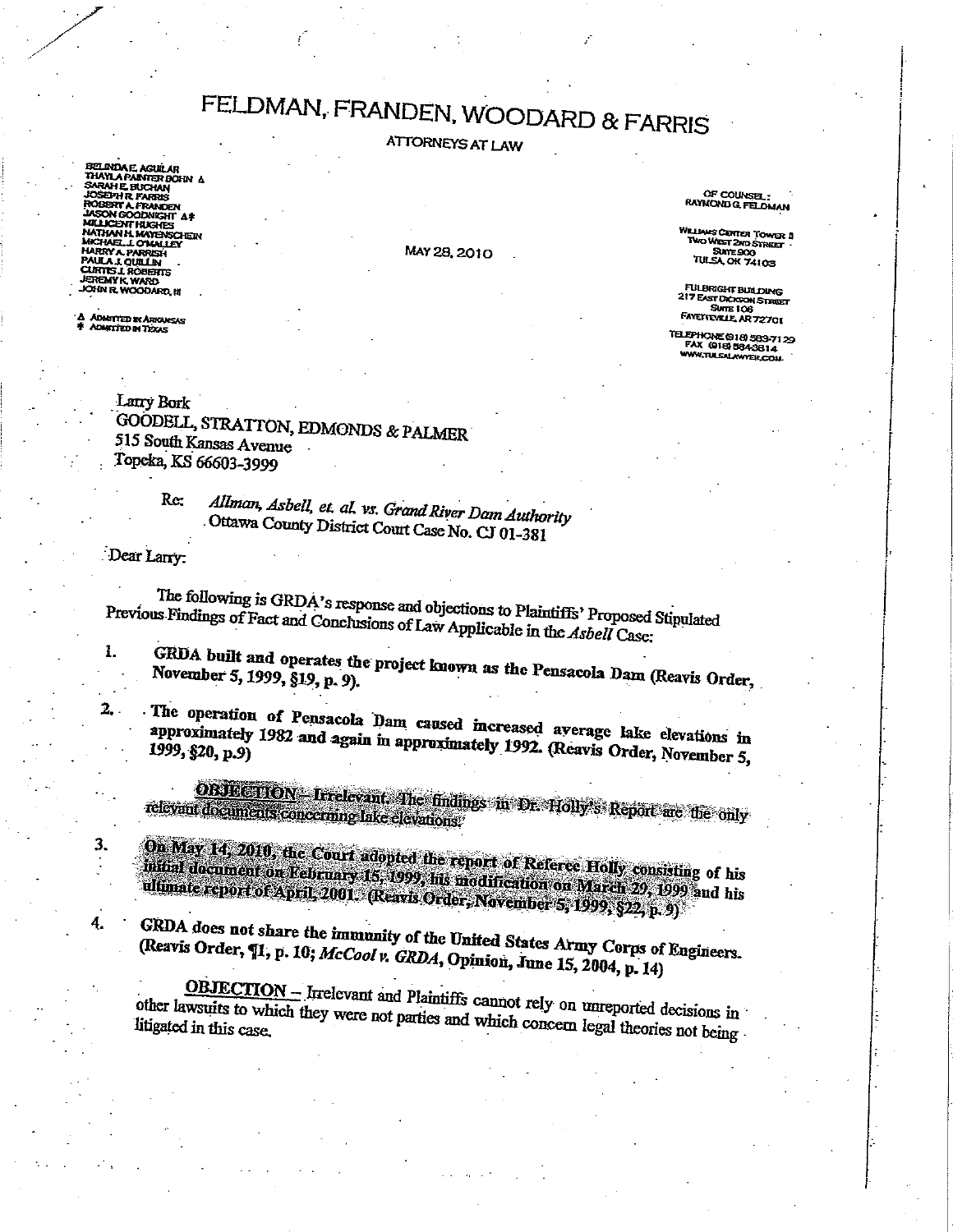# FELDMAN, FRANDEN, WOODARD & FARRIS

ATTORNEYS AT LAW

BELINDA E. AGUILAR
THAYLA PAINTER BOHN Δ
SARAH E. BUCHAN
JOSEPH R. FARRIS
ROBERT A. FRANDEN
JASON GOODNIGHT Δ‡
MILLICENT HUGHES
NATHAN H. MAYENSCHEIN
MICHAEL J. O'MALLEY
HARRY A. PARRISH
PAULA J. QUILLIN
CURTIS J. ROBERTS
JEREMY K. WARD
JOHN R. WOODARD, III

Δ ADMITTED IN ARKANSAS
‡ ADMITTED IN TEXAS

MAY 28, 2010

OF COUNSEL:
RAYMOND G. FELDMAN

WILLIAMS CENTER TOWER II
TWO WEST 2ND STREET
SUITE 900
TULSA, OK 74103

FULBRIGHT BUILDING
217 EAST DICKSON STREET
SUITE 106
FAYETTEVILLE, AR 72701

TELEPHONE (918) 583-7129
FAX (918) 584-3814
WWW.TULSALAWYER.COM

Larry Bork
GOODELL, STRATTON, EDMONDS & PALMER
515 South Kansas Avenue
Topeka, KS 66603-3999

Re: *Allman, Asbell, et. al. vs. Grand River Dam Authority*
Ottawa County District Court Case No. CJ 01-381

Dear Larry:

The following is GRDA's response and objections to Plaintiffs' Proposed Stipulated Previous Findings of Fact and Conclusions of Law Applicable in the *Asbell* Case:

1. **GRDA built and operates the project known as the Pensacola Dam (Reavis Order, November 5, 1999, §19, p. 9).**

2. **The operation of Pensacola Dam caused increased average lake elevations in approximately 1982 and again in approximately 1992. (Reavis Order, November 5, 1999, §20, p.9)**

   **OBJECTION** – Irrelevant. The findings in Dr. Holly's Report are the only relevant documents concerning lake elevations.

3. **On May 14, 2010, the Court adopted the report of Referee Holly consisting of his initial document on February 15, 1999, his modification on March 29, 1999 and his ultimate report of April, 2001. (Reavis Order, November 5, 1999, §22, p. 9)**

4. **GRDA does not share the immunity of the United States Army Corps of Engineers. (Reavis Order, ¶1, p. 10; *McCool v. GRDA*, Opinion, June 15, 2004, p. 14)**

   **OBJECTION** – Irrelevant and Plaintiffs cannot rely on unreported decisions in other lawsuits to which they were not parties and which concern legal theories not being litigated in this case.